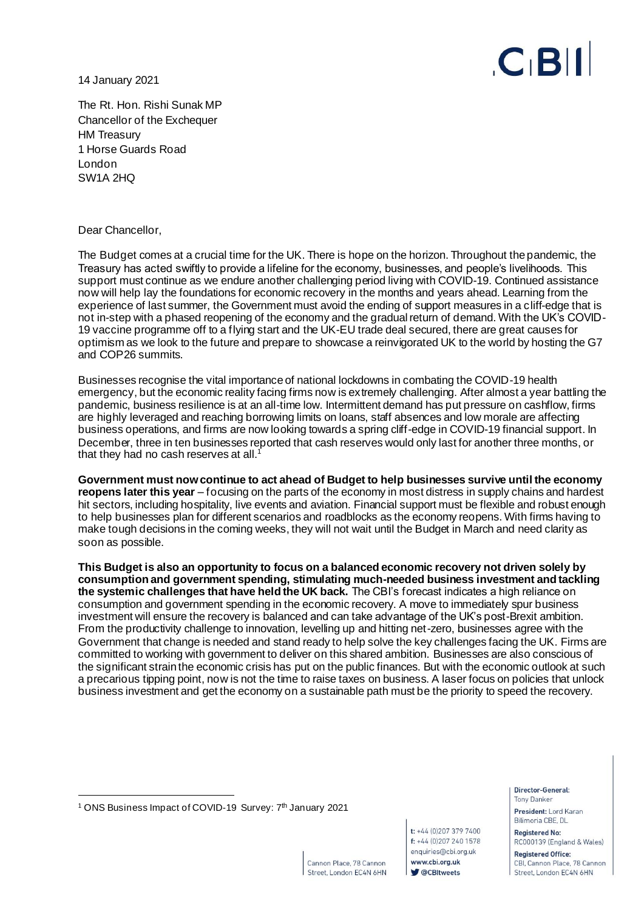14 January 2021

The Rt. Hon. Rishi Sunak MP
Chancellor of the Exchequer
HM Treasury
1 Horse Guards Road
London
SW1A 2HQ

Dear Chancellor,

The Budget comes at a crucial time for the UK. There is hope on the horizon. Throughout the pandemic, the Treasury has acted swiftly to provide a lifeline for the economy, businesses, and people's livelihoods. This support must continue as we endure another challenging period living with COVID-19. Continued assistance now will help lay the foundations for economic recovery in the months and years ahead. Learning from the experience of last summer, the Government must avoid the ending of support measures in a cliff-edge that is not in-step with a phased reopening of the economy and the gradual return of demand. With the UK's COVID-19 vaccine programme off to a flying start and the UK-EU trade deal secured, there are great causes for optimism as we look to the future and prepare to showcase a reinvigorated UK to the world by hosting the G7 and COP26 summits.

Businesses recognise the vital importance of national lockdowns in combating the COVID-19 health emergency, but the economic reality facing firms now is extremely challenging. After almost a year battling the pandemic, business resilience is at an all-time low. Intermittent demand has put pressure on cashflow, firms are highly leveraged and reaching borrowing limits on loans, staff absences and low morale are affecting business operations, and firms are now looking towards a spring cliff-edge in COVID-19 financial support. In December, three in ten businesses reported that cash reserves would only last for another three months, or that they had no cash reserves at all.[1]

**Government must now continue to act ahead of Budget to help businesses survive until the economy reopens later this year** – focusing on the parts of the economy in most distress in supply chains and hardest hit sectors, including hospitality, live events and aviation. Financial support must be flexible and robust enough to help businesses plan for different scenarios and roadblocks as the economy reopens. With firms having to make tough decisions in the coming weeks, they will not wait until the Budget in March and need clarity as soon as possible.

**This Budget is also an opportunity to focus on a balanced economic recovery not driven solely by consumption and government spending, stimulating much-needed business investment and tackling the systemic challenges that have held the UK back.** The CBI's forecast indicates a high reliance on consumption and government spending in the economic recovery. A move to immediately spur business investment will ensure the recovery is balanced and can take advantage of the UK's post-Brexit ambition. From the productivity challenge to innovation, levelling up and hitting net-zero, businesses agree with the Government that change is needed and stand ready to help solve the key challenges facing the UK. Firms are committed to working with government to deliver on this shared ambition. Businesses are also conscious of the significant strain the economic crisis has put on the public finances. But with the economic outlook at such a precarious tipping point, now is not the time to raise taxes on business. A laser focus on policies that unlock business investment and get the economy on a sustainable path must be the priority to speed the recovery.

---

[1] ONS Business Impact of COVID-19 Survey: 7th January 2021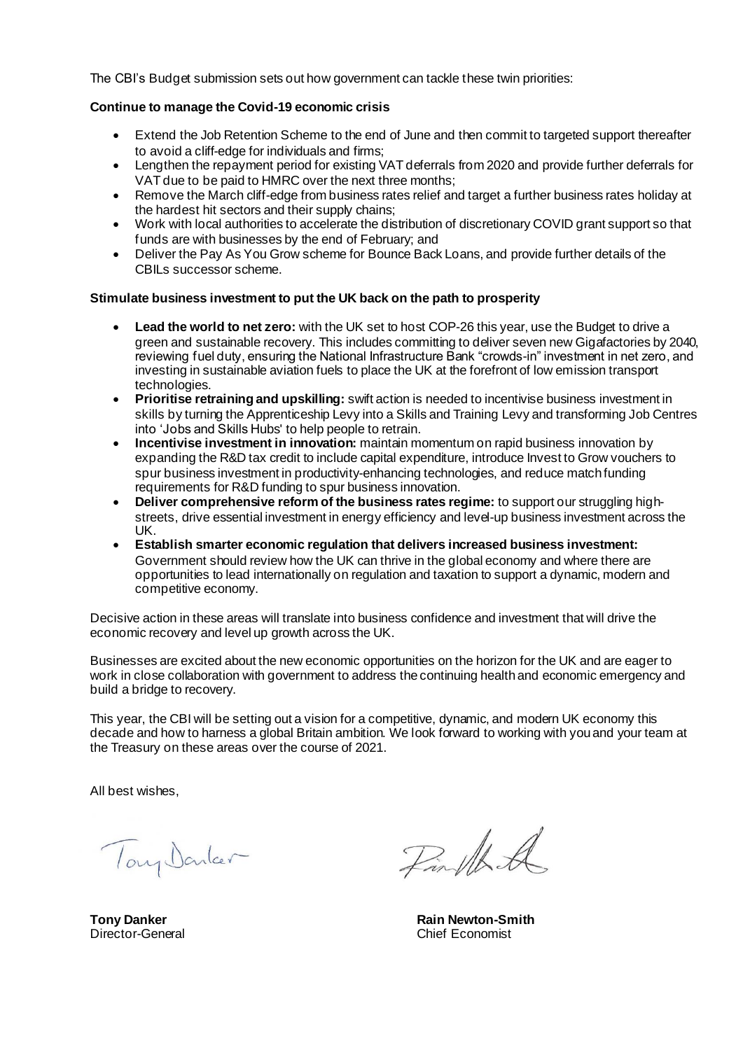The CBI's Budget submission sets out how government can tackle these twin priorities:

**Continue to manage the Covid-19 economic crisis**

- Extend the Job Retention Scheme to the end of June and then commit to targeted support thereafter to avoid a cliff-edge for individuals and firms;
- Lengthen the repayment period for existing VAT deferrals from 2020 and provide further deferrals for VAT due to be paid to HMRC over the next three months;
- Remove the March cliff-edge from business rates relief and target a further business rates holiday at the hardest hit sectors and their supply chains;
- Work with local authorities to accelerate the distribution of discretionary COVID grant support so that funds are with businesses by the end of February; and
- Deliver the Pay As You Grow scheme for Bounce Back Loans, and provide further details of the CBILs successor scheme.

**Stimulate business investment to put the UK back on the path to prosperity**

- **Lead the world to net zero:** with the UK set to host COP-26 this year, use the Budget to drive a green and sustainable recovery. This includes committing to deliver seven new Gigafactories by 2040, reviewing fuel duty, ensuring the National Infrastructure Bank "crowds-in" investment in net zero, and investing in sustainable aviation fuels to place the UK at the forefront of low emission transport technologies.
- **Prioritise retraining and upskilling:** swift action is needed to incentivise business investment in skills by turning the Apprenticeship Levy into a Skills and Training Levy and transforming Job Centres into 'Jobs and Skills Hubs' to help people to retrain.
- **Incentivise investment in innovation:** maintain momentum on rapid business innovation by expanding the R&D tax credit to include capital expenditure, introduce Invest to Grow vouchers to spur business investment in productivity-enhancing technologies, and reduce match funding requirements for R&D funding to spur business innovation.
- **Deliver comprehensive reform of the business rates regime:** to support our struggling high-streets, drive essential investment in energy efficiency and level-up business investment across the UK.
- **Establish smarter economic regulation that delivers increased business investment:** Government should review how the UK can thrive in the global economy and where there are opportunities to lead internationally on regulation and taxation to support a dynamic, modern and competitive economy.

Decisive action in these areas will translate into business confidence and investment that will drive the economic recovery and level up growth across the UK.

Businesses are excited about the new economic opportunities on the horizon for the UK and are eager to work in close collaboration with government to address the continuing health and economic emergency and build a bridge to recovery.

This year, the CBI will be setting out a vision for a competitive, dynamic, and modern UK economy this decade and how to harness a global Britain ambition. We look forward to working with you and your team at the Treasury on these areas over the course of 2021.

All best wishes,

**Tony Danker**
Director-General

**Rain Newton-Smith**
Chief Economist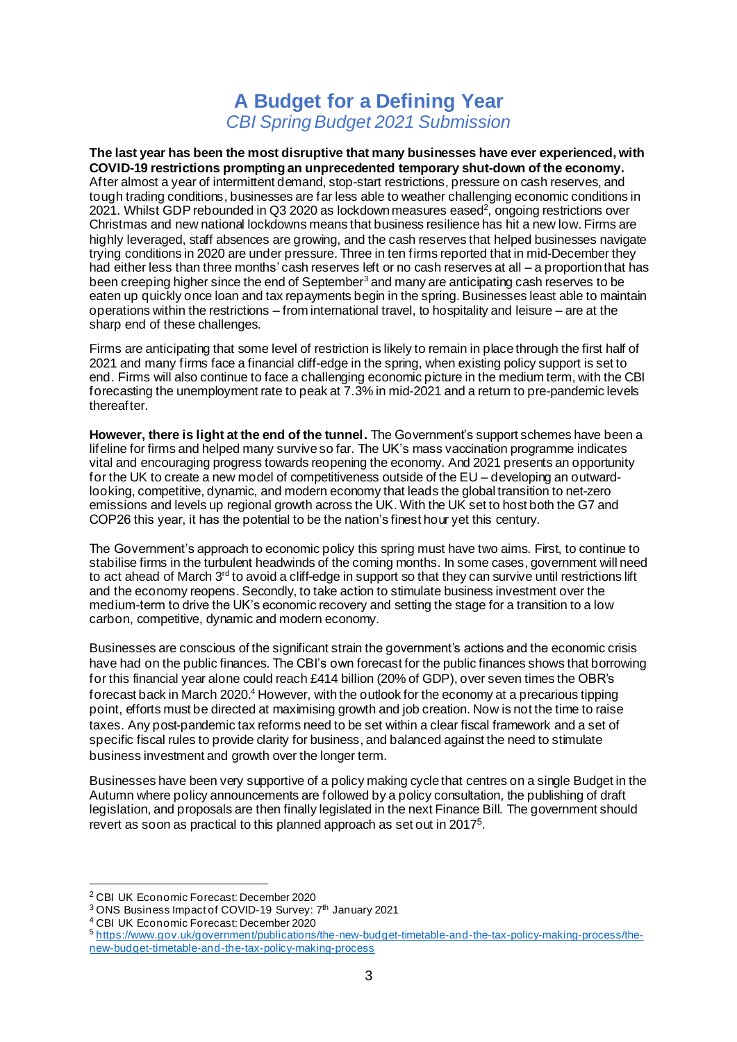# A Budget for a Defining Year

*CBI Spring Budget 2021 Submission*

**The last year has been the most disruptive that many businesses have ever experienced, with COVID-19 restrictions prompting an unprecedented temporary shut-down of the economy.** After almost a year of intermittent demand, stop-start restrictions, pressure on cash reserves, and tough trading conditions, businesses are far less able to weather challenging economic conditions in 2021. Whilst GDP rebounded in Q3 2020 as lockdown measures eased[2], ongoing restrictions over Christmas and new national lockdowns means that business resilience has hit a new low. Firms are highly leveraged, staff absences are growing, and the cash reserves that helped businesses navigate trying conditions in 2020 are under pressure. Three in ten firms reported that in mid-December they had either less than three months' cash reserves left or no cash reserves at all – a proportion that has been creeping higher since the end of September[3] and many are anticipating cash reserves to be eaten up quickly once loan and tax repayments begin in the spring. Businesses least able to maintain operations within the restrictions – from international travel, to hospitality and leisure – are at the sharp end of these challenges.

Firms are anticipating that some level of restriction is likely to remain in place through the first half of 2021 and many firms face a financial cliff-edge in the spring, when existing policy support is set to end. Firms will also continue to face a challenging economic picture in the medium term, with the CBI forecasting the unemployment rate to peak at 7.3% in mid-2021 and a return to pre-pandemic levels thereafter.

**However, there is light at the end of the tunnel.** The Government's support schemes have been a lifeline for firms and helped many survive so far. The UK's mass vaccination programme indicates vital and encouraging progress towards reopening the economy. And 2021 presents an opportunity for the UK to create a new model of competitiveness outside of the EU – developing an outward-looking, competitive, dynamic, and modern economy that leads the global transition to net-zero emissions and levels up regional growth across the UK. With the UK set to host both the G7 and COP26 this year, it has the potential to be the nation's finest hour yet this century.

The Government's approach to economic policy this spring must have two aims. First, to continue to stabilise firms in the turbulent headwinds of the coming months. In some cases, government will need to act ahead of March 3rd to avoid a cliff-edge in support so that they can survive until restrictions lift and the economy reopens. Secondly, to take action to stimulate business investment over the medium-term to drive the UK's economic recovery and setting the stage for a transition to a low carbon, competitive, dynamic and modern economy.

Businesses are conscious of the significant strain the government's actions and the economic crisis have had on the public finances. The CBI's own forecast for the public finances shows that borrowing for this financial year alone could reach £414 billion (20% of GDP), over seven times the OBR's forecast back in March 2020.[4] However, with the outlook for the economy at a precarious tipping point, efforts must be directed at maximising growth and job creation. Now is not the time to raise taxes. Any post-pandemic tax reforms need to be set within a clear fiscal framework and a set of specific fiscal rules to provide clarity for business, and balanced against the need to stimulate business investment and growth over the longer term.

Businesses have been very supportive of a policy making cycle that centres on a single Budget in the Autumn where policy announcements are followed by a policy consultation, the publishing of draft legislation, and proposals are then finally legislated in the next Finance Bill. The government should revert as soon as practical to this planned approach as set out in 2017[5].

---

[2] CBI UK Economic Forecast: December 2020

[3] ONS Business Impact of COVID-19 Survey: 7th January 2021

[4] CBI UK Economic Forecast: December 2020

[5] https://www.gov.uk/government/publications/the-new-budget-timetable-and-the-tax-policy-making-process/the-new-budget-timetable-and-the-tax-policy-making-process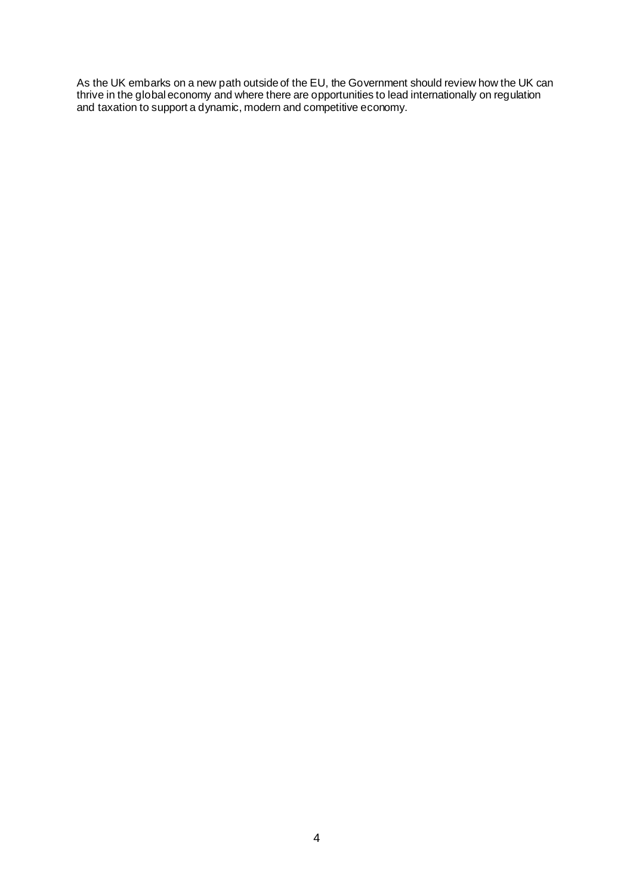As the UK embarks on a new path outside of the EU, the Government should review how the UK can thrive in the global economy and where there are opportunities to lead internationally on regulation and taxation to support a dynamic, modern and competitive economy.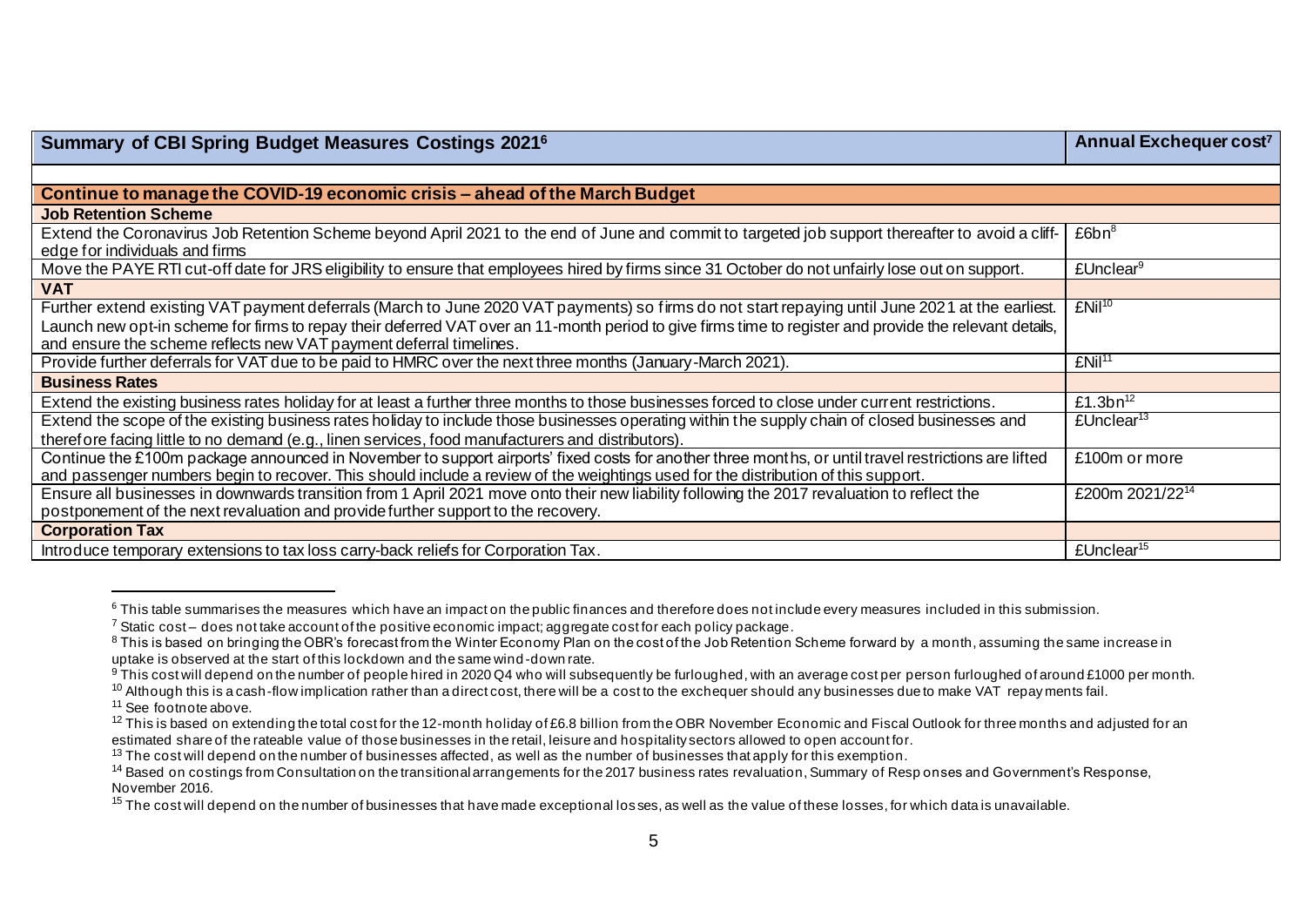| Summary of CBI Spring Budget Measures Costings 2021[6] | Annual Exchequer cost[7] |
|---|---|
| | |
| **Continue to manage the COVID-19 economic crisis – ahead of the March Budget** | |
| **Job Retention Scheme** | |
| Extend the Coronavirus Job Retention Scheme beyond April 2021 to the end of June and commit to targeted job support thereafter to avoid a cliff-edge for individuals and firms | £6bn[8] |
| Move the PAYE RTI cut-off date for JRS eligibility to ensure that employees hired by firms since 31 October do not unfairly lose out on support. | £Unclear[9] |
| **VAT** | |
| Further extend existing VAT payment deferrals (March to June 2020 VAT payments) so firms do not start repaying until June 2021 at the earliest. Launch new opt-in scheme for firms to repay their deferred VAT over an 11-month period to give firms time to register and provide the relevant details, and ensure the scheme reflects new VAT payment deferral timelines. | £Nil[10] |
| Provide further deferrals for VAT due to be paid to HMRC over the next three months (January-March 2021). | £Nil[11] |
| **Business Rates** | |
| Extend the existing business rates holiday for at least a further three months to those businesses forced to close under current restrictions. | £1.3bn[12] |
| Extend the scope of the existing business rates holiday to include those businesses operating within the supply chain of closed businesses and therefore facing little to no demand (e.g., linen services, food manufacturers and distributors). | £Unclear[13] |
| Continue the £100m package announced in November to support airports' fixed costs for another three months, or until travel restrictions are lifted and passenger numbers begin to recover. This should include a review of the weightings used for the distribution of this support. | £100m or more |
| Ensure all businesses in downwards transition from 1 April 2021 move onto their new liability following the 2017 revaluation to reflect the postponement of the next revaluation and provide further support to the recovery. | £200m 2021/22[14] |
| **Corporation Tax** | |
| Introduce temporary extensions to tax loss carry-back reliefs for Corporation Tax. | £Unclear[15] |

[6] This table summarises the measures which have an impact on the public finances and therefore does not include every measures included in this submission.

[7] Static cost – does not take account of the positive economic impact; aggregate cost for each policy package.

[8] This is based on bringing the OBR's forecast from the Winter Economy Plan on the cost of the Job Retention Scheme forward by a month, assuming the same increase in uptake is observed at the start of this lockdown and the same wind-down rate.

[9] This cost will depend on the number of people hired in 2020 Q4 who will subsequently be furloughed, with an average cost per person furloughed of around £1000 per month.

[10] Although this is a cash-flow implication rather than a direct cost, there will be a cost to the exchequer should any businesses due to make VAT repayments fail.

[11] See footnote above.

[12] This is based on extending the total cost for the 12-month holiday of £6.8 billion from the OBR November Economic and Fiscal Outlook for three months and adjusted for an estimated share of the rateable value of those businesses in the retail, leisure and hospitality sectors allowed to open account for.

[13] The cost will depend on the number of businesses affected, as well as the number of businesses that apply for this exemption.

[14] Based on costings from Consultation on the transitional arrangements for the 2017 business rates revaluation, Summary of Responses and Government's Response, November 2016.

[15] The cost will depend on the number of businesses that have made exceptional losses, as well as the value of these losses, for which data is unavailable.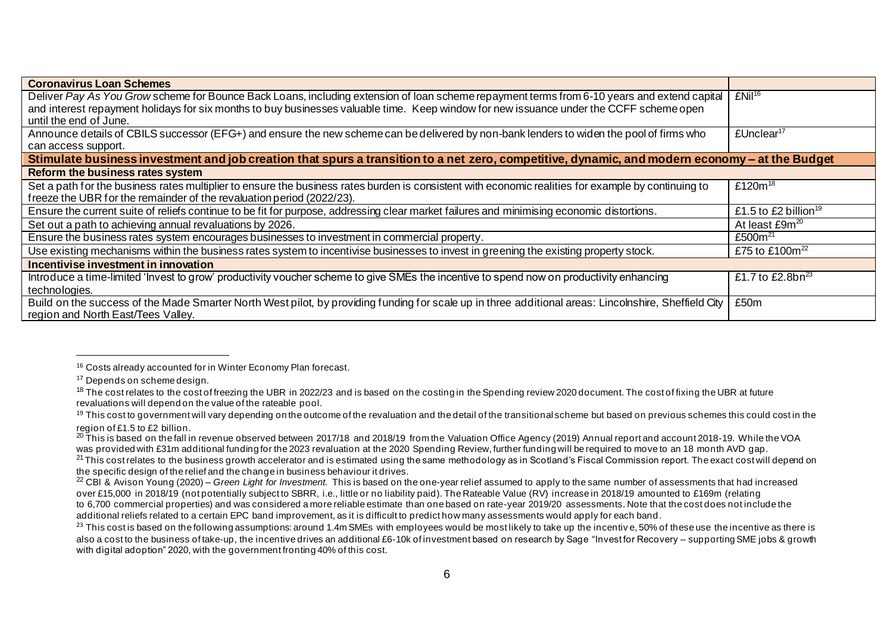| Coronavirus Loan Schemes | |
|---|---|
| Deliver *Pay As You Grow* scheme for Bounce Back Loans, including extension of loan scheme repayment terms from 6-10 years and extend capital and interest repayment holidays for six months to buy businesses valuable time. Keep window for new issuance under the CCFF scheme open until the end of June. | £Nil[16] |
| Announce details of CBILS successor (EFG+) and ensure the new scheme can be delivered by non-bank lenders to widen the pool of firms who can access support. | £Unclear[17] |
| **Stimulate business investment and job creation that spurs a transition to a net zero, competitive, dynamic, and modern economy – at the Budget** | |
| **Reform the business rates system** | |
| Set a path for the business rates multiplier to ensure the business rates burden is consistent with economic realities for example by continuing to freeze the UBR for the remainder of the revaluation period (2022/23). | £120m[18] |
| Ensure the current suite of reliefs continue to be fit for purpose, addressing clear market failures and minimising economic distortions. | £1.5 to £2 billion[19] |
| Set out a path to achieving annual revaluations by 2026. | At least £9m[20] |
| Ensure the business rates system encourages businesses to investment in commercial property. | £500m[21] |
| Use existing mechanisms within the business rates system to incentivise businesses to invest in greening the existing property stock. | £75 to £100m[22] |
| **Incentivise investment in innovation** | |
| Introduce a time-limited 'Invest to grow' productivity voucher scheme to give SMEs the incentive to spend now on productivity enhancing technologies. | £1.7 to £2.8bn[23] |
| Build on the success of the Made Smarter North West pilot, by providing funding for scale up in three additional areas: Lincolnshire, Sheffield City region and North East/Tees Valley. | £50m |

[16] Costs already accounted for in Winter Economy Plan forecast.

[17] Depends on scheme design.

[18] The cost relates to the cost of freezing the UBR in 2022/23 and is based on the costing in the Spending review 2020 document. The cost of fixing the UBR at future revaluations will depend on the value of the rateable pool.

[19] This cost to government will vary depending on the outcome of the revaluation and the detail of the transitional scheme but based on previous schemes this could cost in the region of £1.5 to £2 billion.

[20] This is based on the fall in revenue observed between 2017/18 and 2018/19 from the Valuation Office Agency (2019) Annual report and account 2018-19. While the VOA was provided with £31m additional funding for the 2023 revaluation at the 2020 Spending Review, further funding will be required to move to an 18 month AVD gap.

[21] This cost relates to the business growth accelerator and is estimated using the same methodology as in Scotland's Fiscal Commission report. The exact cost will depend on the specific design of the relief and the change in business behaviour it drives.

[22] CBI & Avison Young (2020) – *Green Light for Investment.* This is based on the one-year relief assumed to apply to the same number of assessments that had increased over £15,000 in 2018/19 (not potentially subject to SBRR, i.e., little or no liability paid). The Rateable Value (RV) increase in 2018/19 amounted to £169m (relating to 6,700 commercial properties) and was considered a more reliable estimate than one based on rate-year 2019/20 assessments. Note that the cost does not include the additional reliefs related to a certain EPC band improvement, as it is difficult to predict how many assessments would apply for each band.

[23] This cost is based on the following assumptions: around 1.4m SMEs with employees would be most likely to take up the incentive, 50% of these use the incentive as there is also a cost to the business of take-up, the incentive drives an additional £6-10k of investment based on research by Sage "Invest for Recovery – supporting SME jobs & growth with digital adoption" 2020, with the government fronting 40% of this cost.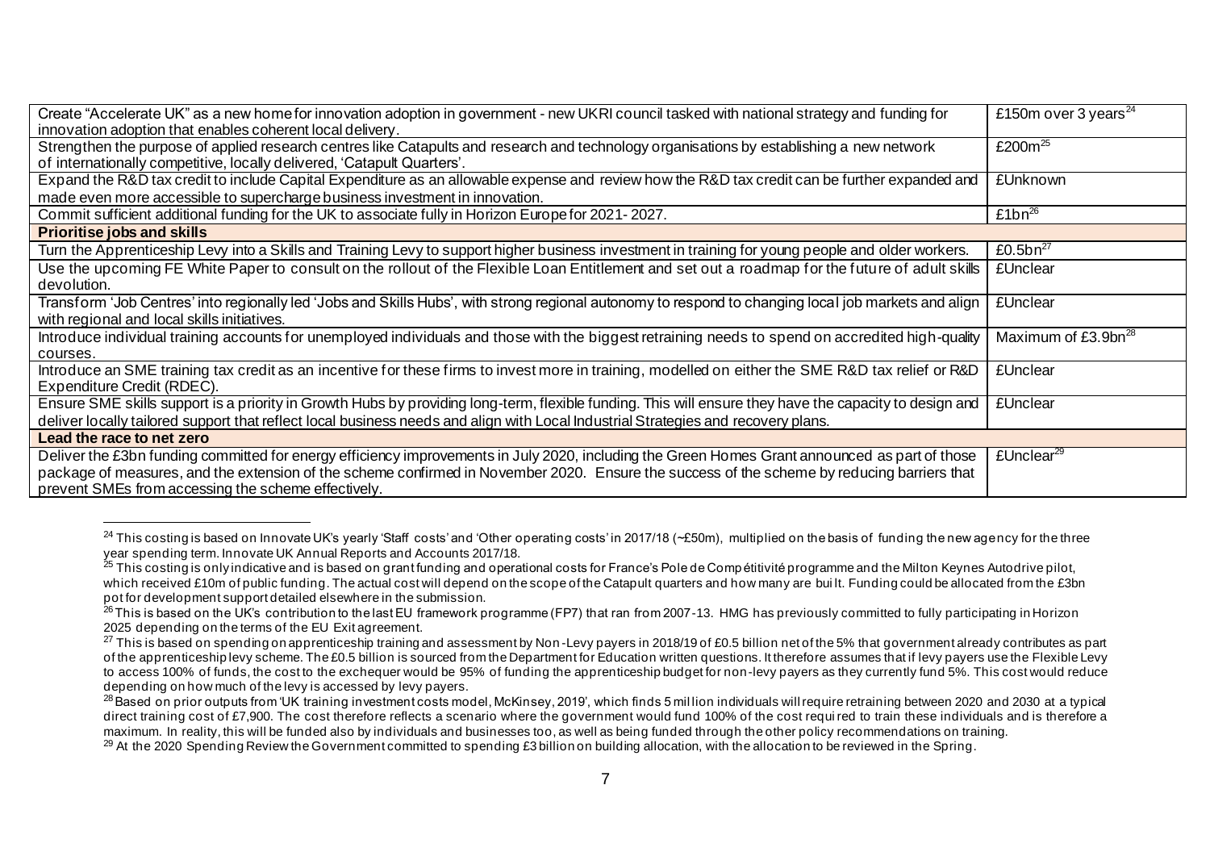| | |
|---|---|
| Create "Accelerate UK" as a new home for innovation adoption in government - new UKRI council tasked with national strategy and funding for innovation adoption that enables coherent local delivery. | £150m over 3 years[24] |
| Strengthen the purpose of applied research centres like Catapults and research and technology organisations by establishing a new network of internationally competitive, locally delivered, 'Catapult Quarters'. | £200m[25] |
| Expand the R&D tax credit to include Capital Expenditure as an allowable expense and review how the R&D tax credit can be further expanded and made even more accessible to supercharge business investment in innovation. | £Unknown |
| Commit sufficient additional funding for the UK to associate fully in Horizon Europe for 2021- 2027. | £1bn[26] |
| **Prioritise jobs and skills** | |
| Turn the Apprenticeship Levy into a Skills and Training Levy to support higher business investment in training for young people and older workers. | £0.5bn[27] |
| Use the upcoming FE White Paper to consult on the rollout of the Flexible Loan Entitlement and set out a roadmap for the future of adult skills devolution. | £Unclear |
| Transform 'Job Centres' into regionally led 'Jobs and Skills Hubs', with strong regional autonomy to respond to changing local job markets and align with regional and local skills initiatives. | £Unclear |
| Introduce individual training accounts for unemployed individuals and those with the biggest retraining needs to spend on accredited high-quality courses. | Maximum of £3.9bn[28] |
| Introduce an SME training tax credit as an incentive for these firms to invest more in training, modelled on either the SME R&D tax relief or R&D Expenditure Credit (RDEC). | £Unclear |
| Ensure SME skills support is a priority in Growth Hubs by providing long-term, flexible funding. This will ensure they have the capacity to design and deliver locally tailored support that reflect local business needs and align with Local Industrial Strategies and recovery plans. | £Unclear |
| **Lead the race to net zero** | |
| Deliver the £3bn funding committed for energy efficiency improvements in July 2020, including the Green Homes Grant announced as part of those package of measures, and the extension of the scheme confirmed in November 2020. Ensure the success of the scheme by reducing barriers that prevent SMEs from accessing the scheme effectively. | £Unclear[29] |

[24] This costing is based on Innovate UK's yearly 'Staff costs' and 'Other operating costs' in 2017/18 (~£50m), multiplied on the basis of funding the new agency for the three year spending term. Innovate UK Annual Reports and Accounts 2017/18.

[25] This costing is only indicative and is based on grant funding and operational costs for France's Pole de Compétitivité programme and the Milton Keynes Autodrive pilot, which received £10m of public funding. The actual cost will depend on the scope of the Catapult quarters and how many are built. Funding could be allocated from the £3bn pot for development support detailed elsewhere in the submission.

[26] This is based on the UK's contribution to the last EU framework programme (FP7) that ran from 2007-13. HMG has previously committed to fully participating in Horizon 2025 depending on the terms of the EU Exit agreement.

[27] This is based on spending on apprenticeship training and assessment by Non-Levy payers in 2018/19 of £0.5 billion net of the 5% that government already contributes as part of the apprenticeship levy scheme. The £0.5 billion is sourced from the Department for Education written questions. It therefore assumes that if levy payers use the Flexible Levy to access 100% of funds, the cost to the exchequer would be 95% of funding the apprenticeship budget for non-levy payers as they currently fund 5%. This cost would reduce depending on how much of the levy is accessed by levy payers.

[28] Based on prior outputs from 'UK training investment costs model, McKinsey, 2019', which finds 5 million individuals will require retraining between 2020 and 2030 at a typical direct training cost of £7,900. The cost therefore reflects a scenario where the government would fund 100% of the cost required to train these individuals and is therefore a maximum. In reality, this will be funded also by individuals and businesses too, as well as being funded through the other policy recommendations on training.

[29] At the 2020 Spending Review the Government committed to spending £3 billion on building allocation, with the allocation to be reviewed in the Spring.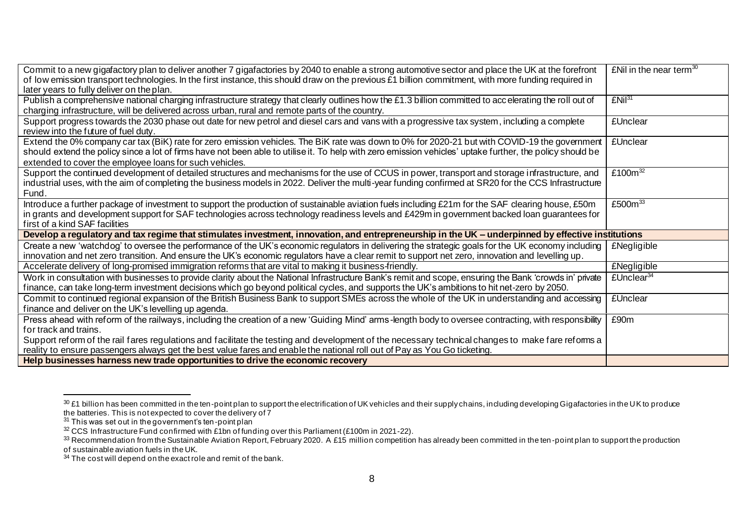| | |
|---|---|
| Commit to a new gigafactory plan to deliver another 7 gigafactories by 2040 to enable a strong automotive sector and place the UK at the forefront of low emission transport technologies. In the first instance, this should draw on the previous £1 billion commitment, with more funding required in later years to fully deliver on the plan. | £Nil in the near term[30] |
| Publish a comprehensive national charging infrastructure strategy that clearly outlines how the £1.3 billion committed to accelerating the roll out of charging infrastructure, will be delivered across urban, rural and remote parts of the country. | £Nil[31] |
| Support progress towards the 2030 phase out date for new petrol and diesel cars and vans with a progressive tax system, including a complete review into the future of fuel duty. | £Unclear |
| Extend the 0% company car tax (BiK) rate for zero emission vehicles. The BiK rate was down to 0% for 2020-21 but with COVID-19 the government should extend the policy since a lot of firms have not been able to utilise it. To help with zero emission vehicles' uptake further, the policy should be extended to cover the employee loans for such vehicles. | £Unclear |
| Support the continued development of detailed structures and mechanisms for the use of CCUS in power, transport and storage infrastructure, and industrial uses, with the aim of completing the business models in 2022. Deliver the multi-year funding confirmed at SR20 for the CCS Infrastructure Fund. | £100m[32] |
| Introduce a further package of investment to support the production of sustainable aviation fuels including £21m for the SAF clearing house, £50m in grants and development support for SAF technologies across technology readiness levels and £429m in government backed loan guarantees for first of a kind SAF facilities | £500m[33] |
| **Develop a regulatory and tax regime that stimulates investment, innovation, and entrepreneurship in the UK – underpinned by effective institutions** | |
| Create a new 'watchdog' to oversee the performance of the UK's economic regulators in delivering the strategic goals for the UK economy including innovation and net zero transition. And ensure the UK's economic regulators have a clear remit to support net zero, innovation and levelling up. | £Negligible |
| Accelerate delivery of long-promised immigration reforms that are vital to making it business-friendly. | £Negligible |
| Work in consultation with businesses to provide clarity about the National Infrastructure Bank's remit and scope, ensuring the Bank 'crowds in' private finance, can take long-term investment decisions which go beyond political cycles, and supports the UK's ambitions to hit net-zero by 2050. | £Unclear[34] |
| Commit to continued regional expansion of the British Business Bank to support SMEs across the whole of the UK in understanding and accessing finance and deliver on the UK's levelling up agenda. | £Unclear |
| Press ahead with reform of the railways, including the creation of a new 'Guiding Mind' arms-length body to oversee contracting, with responsibility for track and trains.<br>Support reform of the rail fares regulations and facilitate the testing and development of the necessary technical changes to make fare reforms a reality to ensure passengers always get the best value fares and enable the national roll out of Pay as You Go ticketing. | £90m |
| **Help businesses harness new trade opportunities to drive the economic recovery** | |

[30] £1 billion has been committed in the ten-point plan to support the electrification of UK vehicles and their supply chains, including developing Gigafactories in the UK to produce the batteries. This is not expected to cover the delivery of 7

[31] This was set out in the government's ten-point plan

[32] CCS Infrastructure Fund confirmed with £1bn of funding over this Parliament (£100m in 2021-22).

[33] Recommendation from the Sustainable Aviation Report, February 2020. A £15 million competition has already been committed in the ten-point plan to support the production of sustainable aviation fuels in the UK.

[34] The cost will depend on the exact role and remit of the bank.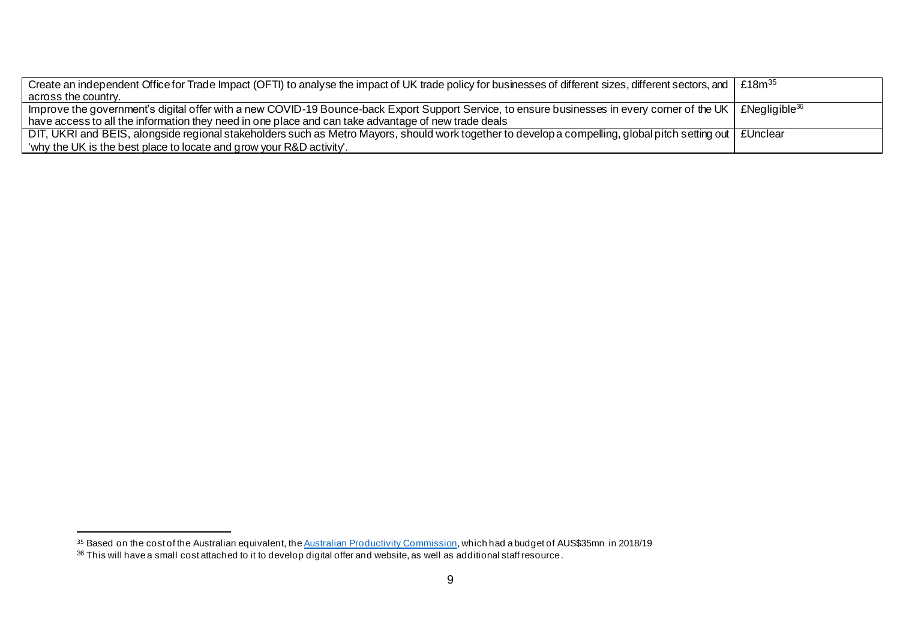| | |
|---|---|
| Create an independent Office for Trade Impact (OFTI) to analyse the impact of UK trade policy for businesses of different sizes, different sectors, and across the country. | £18m[35] |
| Improve the government's digital offer with a new COVID-19 Bounce-back Export Support Service, to ensure businesses in every corner of the UK have access to all the information they need in one place and can take advantage of new trade deals | £Negligible[36] |
| DIT, UKRI and BEIS, alongside regional stakeholders such as Metro Mayors, should work together to develop a compelling, global pitch setting out 'why the UK is the best place to locate and grow your R&D activity'. | £Unclear |

[35] Based on the cost of the Australian equivalent, the Australian Productivity Commission, which had a budget of AUS$35mn in 2018/19

[36] This will have a small cost attached to it to develop digital offer and website, as well as additional staff resource.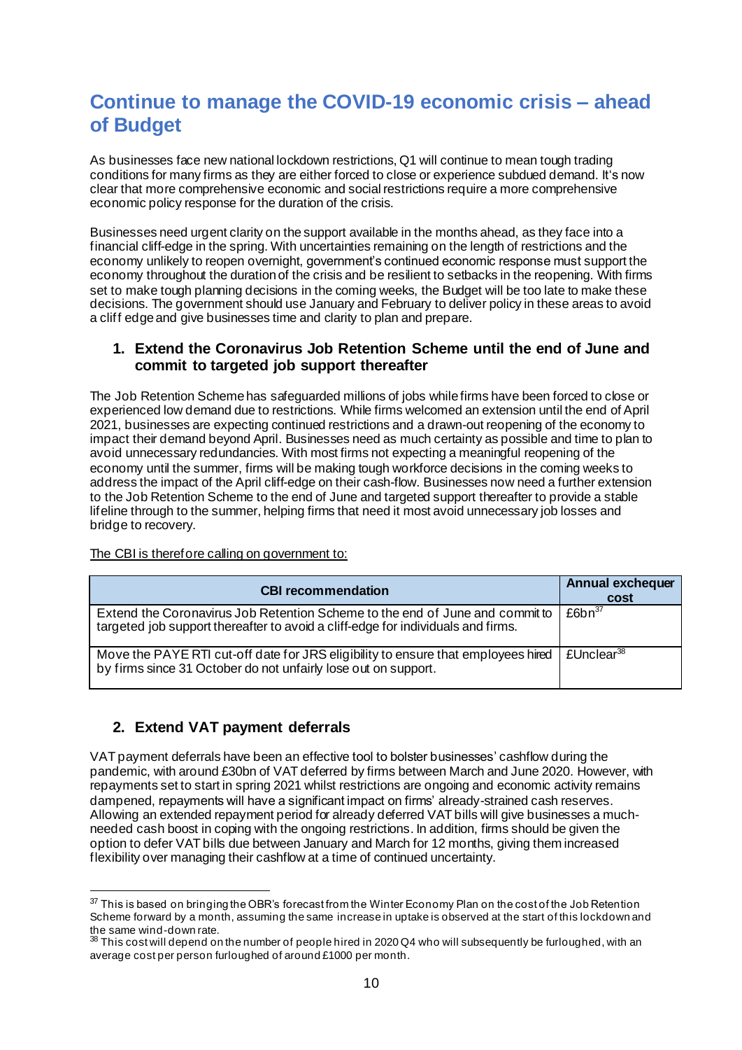# Continue to manage the COVID-19 economic crisis – ahead of Budget

As businesses face new national lockdown restrictions, Q1 will continue to mean tough trading conditions for many firms as they are either forced to close or experience subdued demand. It's now clear that more comprehensive economic and social restrictions require a more comprehensive economic policy response for the duration of the crisis.

Businesses need urgent clarity on the support available in the months ahead, as they face into a financial cliff-edge in the spring. With uncertainties remaining on the length of restrictions and the economy unlikely to reopen overnight, government's continued economic response must support the economy throughout the duration of the crisis and be resilient to setbacks in the reopening. With firms set to make tough planning decisions in the coming weeks, the Budget will be too late to make these decisions. The government should use January and February to deliver policy in these areas to avoid a cliff edge and give businesses time and clarity to plan and prepare.

## 1. Extend the Coronavirus Job Retention Scheme until the end of June and commit to targeted job support thereafter

The Job Retention Scheme has safeguarded millions of jobs while firms have been forced to close or experienced low demand due to restrictions. While firms welcomed an extension until the end of April 2021, businesses are expecting continued restrictions and a drawn-out reopening of the economy to impact their demand beyond April. Businesses need as much certainty as possible and time to plan to avoid unnecessary redundancies. With most firms not expecting a meaningful reopening of the economy until the summer, firms will be making tough workforce decisions in the coming weeks to address the impact of the April cliff-edge on their cash-flow. Businesses now need a further extension to the Job Retention Scheme to the end of June and targeted support thereafter to provide a stable lifeline through to the summer, helping firms that need it most avoid unnecessary job losses and bridge to recovery.

The CBI is therefore calling on government to:

| CBI recommendation | Annual exchequer cost |
| --- | --- |
| Extend the Coronavirus Job Retention Scheme to the end of June and commit to targeted job support thereafter to avoid a cliff-edge for individuals and firms. | £6bn[37] |
| Move the PAYE RTI cut-off date for JRS eligibility to ensure that employees hired by firms since 31 October do not unfairly lose out on support. | £Unclear[38] |

## 2. Extend VAT payment deferrals

VAT payment deferrals have been an effective tool to bolster businesses' cashflow during the pandemic, with around £30bn of VAT deferred by firms between March and June 2020. However, with repayments set to start in spring 2021 whilst restrictions are ongoing and economic activity remains dampened, repayments will have a significant impact on firms' already-strained cash reserves. Allowing an extended repayment period for already deferred VAT bills will give businesses a much-needed cash boost in coping with the ongoing restrictions. In addition, firms should be given the option to defer VAT bills due between January and March for 12 months, giving them increased flexibility over managing their cashflow at a time of continued uncertainty.

---

[37] This is based on bringing the OBR's forecast from the Winter Economy Plan on the cost of the Job Retention Scheme forward by a month, assuming the same increase in uptake is observed at the start of this lockdown and the same wind-down rate.

[38] This cost will depend on the number of people hired in 2020 Q4 who will subsequently be furloughed, with an average cost per person furloughed of around £1000 per month.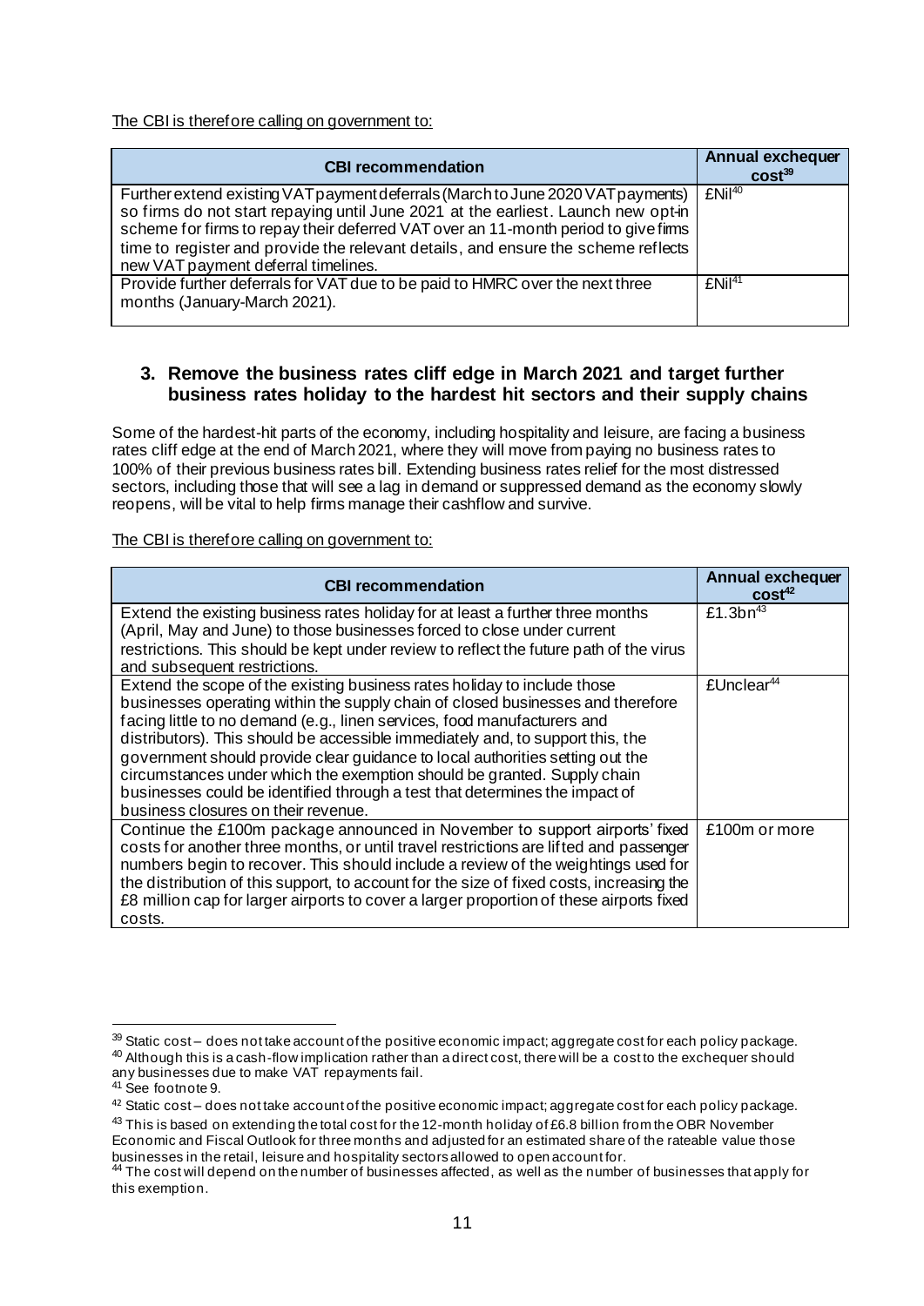The CBI is therefore calling on government to:

| CBI recommendation | Annual exchequer cost[39] |
|---|---|
| Further extend existing VAT payment deferrals (March to June 2020 VAT payments) so firms do not start repaying until June 2021 at the earliest. Launch new opt-in scheme for firms to repay their deferred VAT over an 11-month period to give firms time to register and provide the relevant details, and ensure the scheme reflects new VAT payment deferral timelines. | £Nil[40] |
| Provide further deferrals for VAT due to be paid to HMRC over the next three months (January-March 2021). | £Nil[41] |

### 3. Remove the business rates cliff edge in March 2021 and target further business rates holiday to the hardest hit sectors and their supply chains

Some of the hardest-hit parts of the economy, including hospitality and leisure, are facing a business rates cliff edge at the end of March 2021, where they will move from paying no business rates to 100% of their previous business rates bill. Extending business rates relief for the most distressed sectors, including those that will see a lag in demand or suppressed demand as the economy slowly reopens, will be vital to help firms manage their cashflow and survive.

The CBI is therefore calling on government to:

| CBI recommendation | Annual exchequer cost[42] |
|---|---|
| Extend the existing business rates holiday for at least a further three months (April, May and June) to those businesses forced to close under current restrictions. This should be kept under review to reflect the future path of the virus and subsequent restrictions. | £1.3bn[43] |
| Extend the scope of the existing business rates holiday to include those businesses operating within the supply chain of closed businesses and therefore facing little to no demand (e.g., linen services, food manufacturers and distributors). This should be accessible immediately and, to support this, the government should provide clear guidance to local authorities setting out the circumstances under which the exemption should be granted. Supply chain businesses could be identified through a test that determines the impact of business closures on their revenue. | £Unclear[44] |
| Continue the £100m package announced in November to support airports' fixed costs for another three months, or until travel restrictions are lifted and passenger numbers begin to recover. This should include a review of the weightings used for the distribution of this support, to account for the size of fixed costs, increasing the £8 million cap for larger airports to cover a larger proportion of these airports fixed costs. | £100m or more |

[39] Static cost – does not take account of the positive economic impact; aggregate cost for each policy package.

[40] Although this is a cash-flow implication rather than a direct cost, there will be a cost to the exchequer should any businesses due to make VAT repayments fail.

[41] See footnote 9.

[42] Static cost – does not take account of the positive economic impact; aggregate cost for each policy package.

[43] This is based on extending the total cost for the 12-month holiday of £6.8 billion from the OBR November Economic and Fiscal Outlook for three months and adjusted for an estimated share of the rateable value those businesses in the retail, leisure and hospitality sectors allowed to open account for.

[44] The cost will depend on the number of businesses affected, as well as the number of businesses that apply for this exemption.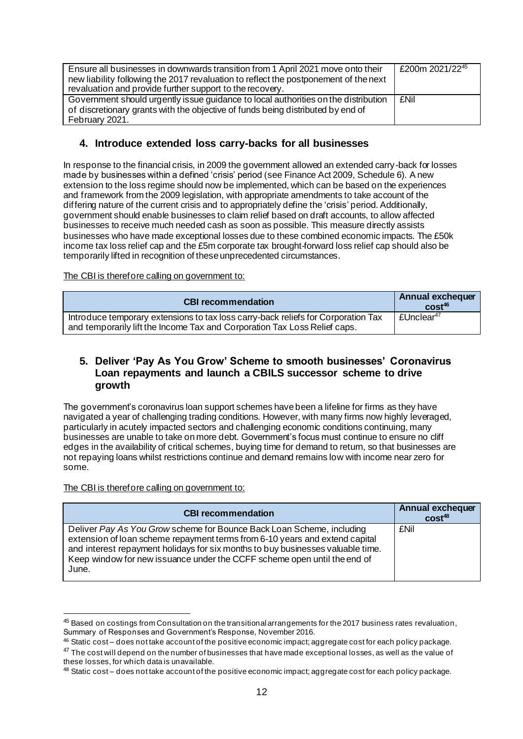| Ensure all businesses in downwards transition from 1 April 2021 move onto their new liability following the 2017 revaluation to reflect the postponement of the next revaluation and provide further support to the recovery. | £200m 2021/22[45] |
|---|---|
| Government should urgently issue guidance to local authorities on the distribution of discretionary grants with the objective of funds being distributed by end of February 2021. | £Nil |

## 4. Introduce extended loss carry-backs for all businesses

In response to the financial crisis, in 2009 the government allowed an extended carry-back for losses made by businesses within a defined 'crisis' period (see Finance Act 2009, Schedule 6). A new extension to the loss regime should now be implemented, which can be based on the experiences and framework from the 2009 legislation, with appropriate amendments to take account of the differing nature of the current crisis and to appropriately define the 'crisis' period. Additionally, government should enable businesses to claim relief based on draft accounts, to allow affected businesses to receive much needed cash as soon as possible. This measure directly assists businesses who have made exceptional losses due to these combined economic impacts. The £50k income tax loss relief cap and the £5m corporate tax brought-forward loss relief cap should also be temporarily lifted in recognition of these unprecedented circumstances.

The CBI is therefore calling on government to:

| CBI recommendation | Annual exchequer cost[46] |
|---|---|
| Introduce temporary extensions to tax loss carry-back reliefs for Corporation Tax and temporarily lift the Income Tax and Corporation Tax Loss Relief caps. | £Unclear[47] |

## 5. Deliver 'Pay As You Grow' Scheme to smooth businesses' Coronavirus Loan repayments and launch a CBILS successor scheme to drive growth

The government's coronavirus loan support schemes have been a lifeline for firms as they have navigated a year of challenging trading conditions. However, with many firms now highly leveraged, particularly in acutely impacted sectors and challenging economic conditions continuing, many businesses are unable to take on more debt. Government's focus must continue to ensure no cliff edges in the availability of critical schemes, buying time for demand to return, so that businesses are not repaying loans whilst restrictions continue and demand remains low with income near zero for some.

The CBI is therefore calling on government to:

| CBI recommendation | Annual exchequer cost[48] |
|---|---|
| Deliver *Pay As You Grow* scheme for Bounce Back Loan Scheme, including extension of loan scheme repayment terms from 6-10 years and extend capital and interest repayment holidays for six months to buy businesses valuable time. Keep window for new issuance under the CCFF scheme open until the end of June. | £Nil |

[45] Based on costings from Consultation on the transitional arrangements for the 2017 business rates revaluation, Summary of Responses and Government's Response, November 2016.

[46] Static cost – does not take account of the positive economic impact; aggregate cost for each policy package.

[47] The cost will depend on the number of businesses that have made exceptional losses, as well as the value of these losses, for which data is unavailable.

[48] Static cost – does not take account of the positive economic impact; aggregate cost for each policy package.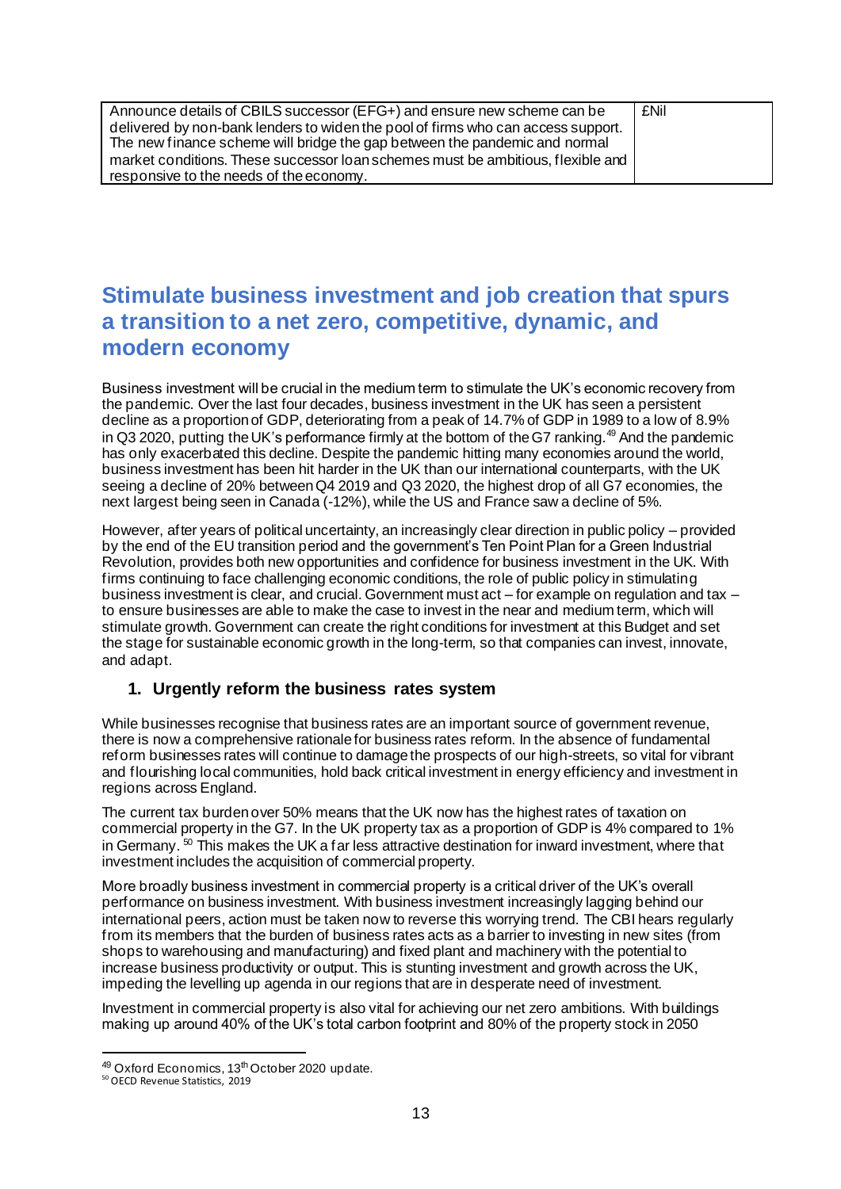| Announce details of CBILS successor (EFG+) and ensure new scheme can be delivered by non-bank lenders to widen the pool of firms who can access support. The new finance scheme will bridge the gap between the pandemic and normal market conditions. These successor loan schemes must be ambitious, flexible and responsive to the needs of the economy. | £Nil |
|---|---|

## Stimulate business investment and job creation that spurs a transition to a net zero, competitive, dynamic, and modern economy

Business investment will be crucial in the medium term to stimulate the UK's economic recovery from the pandemic. Over the last four decades, business investment in the UK has seen a persistent decline as a proportion of GDP, deteriorating from a peak of 14.7% of GDP in 1989 to a low of 8.9% in Q3 2020, putting the UK's performance firmly at the bottom of the G7 ranking.[49] And the pandemic has only exacerbated this decline. Despite the pandemic hitting many economies around the world, business investment has been hit harder in the UK than our international counterparts, with the UK seeing a decline of 20% between Q4 2019 and Q3 2020, the highest drop of all G7 economies, the next largest being seen in Canada (-12%), while the US and France saw a decline of 5%.

However, after years of political uncertainty, an increasingly clear direction in public policy – provided by the end of the EU transition period and the government's Ten Point Plan for a Green Industrial Revolution, provides both new opportunities and confidence for business investment in the UK. With firms continuing to face challenging economic conditions, the role of public policy in stimulating business investment is clear, and crucial. Government must act – for example on regulation and tax – to ensure businesses are able to make the case to invest in the near and medium term, which will stimulate growth. Government can create the right conditions for investment at this Budget and set the stage for sustainable economic growth in the long-term, so that companies can invest, innovate, and adapt.

### 1. Urgently reform the business rates system

While businesses recognise that business rates are an important source of government revenue, there is now a comprehensive rationale for business rates reform. In the absence of fundamental reform businesses rates will continue to damage the prospects of our high-streets, so vital for vibrant and flourishing local communities, hold back critical investment in energy efficiency and investment in regions across England.

The current tax burden over 50% means that the UK now has the highest rates of taxation on commercial property in the G7. In the UK property tax as a proportion of GDP is 4% compared to 1% in Germany.[50] This makes the UK a far less attractive destination for inward investment, where that investment includes the acquisition of commercial property.

More broadly business investment in commercial property is a critical driver of the UK's overall performance on business investment. With business investment increasingly lagging behind our international peers, action must be taken now to reverse this worrying trend. The CBI hears regularly from its members that the burden of business rates acts as a barrier to investing in new sites (from shops to warehousing and manufacturing) and fixed plant and machinery with the potential to increase business productivity or output. This is stunting investment and growth across the UK, impeding the levelling up agenda in our regions that are in desperate need of investment.

Investment in commercial property is also vital for achieving our net zero ambitions. With buildings making up around 40% of the UK's total carbon footprint and 80% of the property stock in 2050

---

[49] Oxford Economics, 13th October 2020 update.

[50] OECD Revenue Statistics, 2019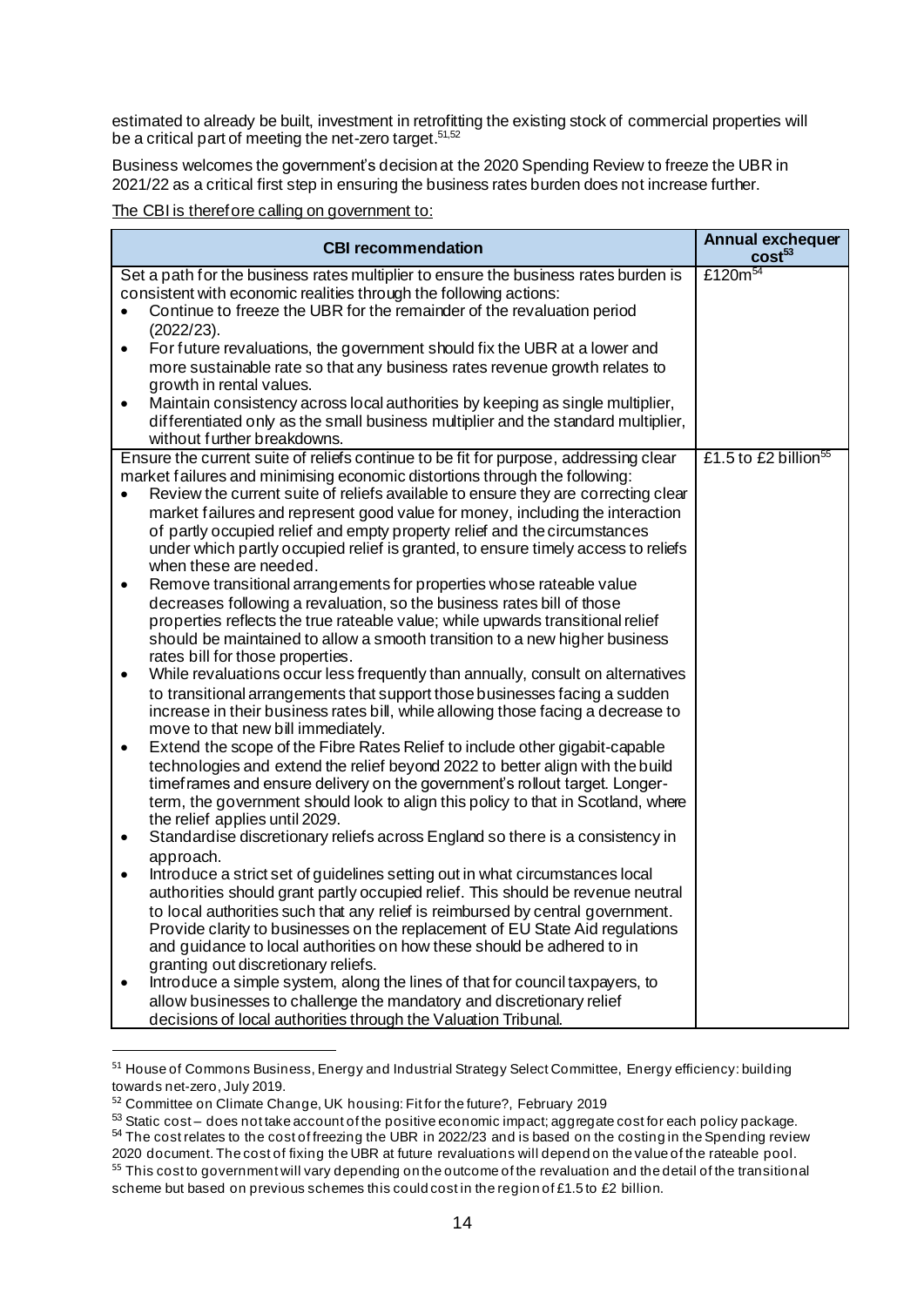estimated to already be built, investment in retrofitting the existing stock of commercial properties will be a critical part of meeting the net-zero target.[51,52]

Business welcomes the government's decision at the 2020 Spending Review to freeze the UBR in 2021/22 as a critical first step in ensuring the business rates burden does not increase further.

The CBI is therefore calling on government to:

| CBI recommendation | Annual exchequer cost[53] |
|---|---|
| Set a path for the business rates multiplier to ensure the business rates burden is consistent with economic realities through the following actions:<br>• Continue to freeze the UBR for the remainder of the revaluation period (2022/23).<br>• For future revaluations, the government should fix the UBR at a lower and more sustainable rate so that any business rates revenue growth relates to growth in rental values.<br>• Maintain consistency across local authorities by keeping as single multiplier, differentiated only as the small business multiplier and the standard multiplier, without further breakdowns. | £120m[54] |
| Ensure the current suite of reliefs continue to be fit for purpose, addressing clear market failures and minimising economic distortions through the following:<br>• Review the current suite of reliefs available to ensure they are correcting clear market failures and represent good value for money, including the interaction of partly occupied relief and empty property relief and the circumstances under which partly occupied relief is granted, to ensure timely access to reliefs when these are needed.<br>• Remove transitional arrangements for properties whose rateable value decreases following a revaluation, so the business rates bill of those properties reflects the true rateable value; while upwards transitional relief should be maintained to allow a smooth transition to a new higher business rates bill for those properties.<br>• While revaluations occur less frequently than annually, consult on alternatives to transitional arrangements that support those businesses facing a sudden increase in their business rates bill, while allowing those facing a decrease to move to that new bill immediately.<br>• Extend the scope of the Fibre Rates Relief to include other gigabit-capable technologies and extend the relief beyond 2022 to better align with the build timeframes and ensure delivery on the government's rollout target. Longer-term, the government should look to align this policy to that in Scotland, where the relief applies until 2029.<br>• Standardise discretionary reliefs across England so there is a consistency in approach.<br>• Introduce a strict set of guidelines setting out in what circumstances local authorities should grant partly occupied relief. This should be revenue neutral to local authorities such that any relief is reimbursed by central government. Provide clarity to businesses on the replacement of EU State Aid regulations and guidance to local authorities on how these should be adhered to in granting out discretionary reliefs.<br>• Introduce a simple system, along the lines of that for council taxpayers, to allow businesses to challenge the mandatory and discretionary relief decisions of local authorities through the Valuation Tribunal. | £1.5 to £2 billion[55] |

[51] House of Commons Business, Energy and Industrial Strategy Select Committee, Energy efficiency: building towards net-zero, July 2019.

[52] Committee on Climate Change, UK housing: Fit for the future?, February 2019

[53] Static cost – does not take account of the positive economic impact; aggregate cost for each policy package.

[54] The cost relates to the cost of freezing the UBR in 2022/23 and is based on the costing in the Spending review 2020 document. The cost of fixing the UBR at future revaluations will depend on the value of the rateable pool.

[55] This cost to government will vary depending on the outcome of the revaluation and the detail of the transitional scheme but based on previous schemes this could cost in the region of £1.5 to £2 billion.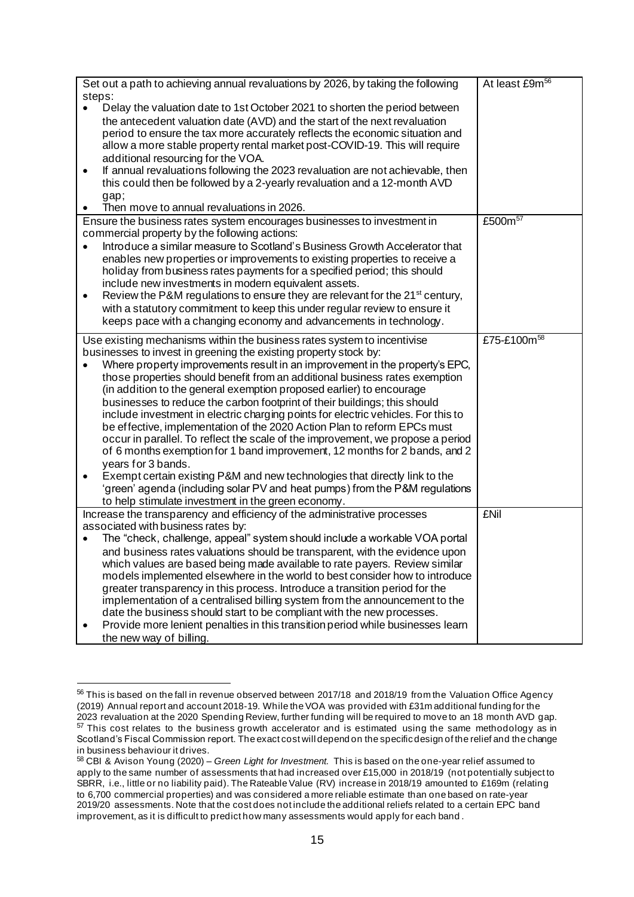| | |
|---|---|
| Set out a path to achieving annual revaluations by 2026, by taking the following steps:<br>• Delay the valuation date to 1st October 2021 to shorten the period between the antecedent valuation date (AVD) and the start of the next revaluation period to ensure the tax more accurately reflects the economic situation and allow a more stable property rental market post-COVID-19. This will require additional resourcing for the VOA.<br>• If annual revaluations following the 2023 revaluation are not achievable, then this could then be followed by a 2-yearly revaluation and a 12-month AVD gap;<br>• Then move to annual revaluations in 2026. | At least £9m[56] |
| Ensure the business rates system encourages businesses to investment in commercial property by the following actions:<br>• Introduce a similar measure to Scotland's Business Growth Accelerator that enables new properties or improvements to existing properties to receive a holiday from business rates payments for a specified period; this should include new investments in modern equivalent assets.<br>• Review the P&M regulations to ensure they are relevant for the 21st century, with a statutory commitment to keep this under regular review to ensure it keeps pace with a changing economy and advancements in technology. | £500m[57] |
| Use existing mechanisms within the business rates system to incentivise businesses to invest in greening the existing property stock by:<br>• Where property improvements result in an improvement in the property's EPC, those properties should benefit from an additional business rates exemption (in addition to the general exemption proposed earlier) to encourage businesses to reduce the carbon footprint of their buildings; this should include investment in electric charging points for electric vehicles. For this to be effective, implementation of the 2020 Action Plan to reform EPCs must occur in parallel. To reflect the scale of the improvement, we propose a period of 6 months exemption for 1 band improvement, 12 months for 2 bands, and 2 years for 3 bands.<br>• Exempt certain existing P&M and new technologies that directly link to the 'green' agenda (including solar PV and heat pumps) from the P&M regulations to help stimulate investment in the green economy. | £75-£100m[58] |
| Increase the transparency and efficiency of the administrative processes associated with business rates by:<br>• The "check, challenge, appeal" system should include a workable VOA portal and business rates valuations should be transparent, with the evidence upon which values are based being made available to rate payers. Review similar models implemented elsewhere in the world to best consider how to introduce greater transparency in this process. Introduce a transition period for the implementation of a centralised billing system from the announcement to the date the business should start to be compliant with the new processes.<br>• Provide more lenient penalties in this transition period while businesses learn the new way of billing. | £Nil |

[56] This is based on the fall in revenue observed between 2017/18 and 2018/19 from the Valuation Office Agency (2019) Annual report and account 2018-19. While the VOA was provided with £31m additional funding for the 2023 revaluation at the 2020 Spending Review, further funding will be required to move to an 18 month AVD gap.

[57] This cost relates to the business growth accelerator and is estimated using the same methodology as in Scotland's Fiscal Commission report. The exact cost will depend on the specific design of the relief and the change in business behaviour it drives.

[58] CBI & Avison Young (2020) – *Green Light for Investment.* This is based on the one-year relief assumed to apply to the same number of assessments that had increased over £15,000 in 2018/19 (not potentially subject to SBRR, i.e., little or no liability paid). The Rateable Value (RV) increase in 2018/19 amounted to £169m (relating to 6,700 commercial properties) and was considered a more reliable estimate than one based on rate-year 2019/20 assessments. Note that the cost does not include the additional reliefs related to a certain EPC band improvement, as it is difficult to predict how many assessments would apply for each band.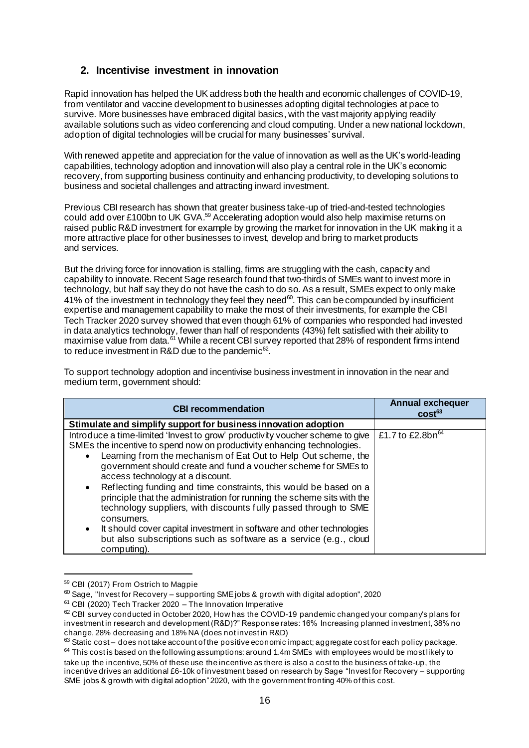## 2. Incentivise investment in innovation

Rapid innovation has helped the UK address both the health and economic challenges of COVID-19, from ventilator and vaccine development to businesses adopting digital technologies at pace to survive. More businesses have embraced digital basics, with the vast majority applying readily available solutions such as video conferencing and cloud computing. Under a new national lockdown, adoption of digital technologies will be crucial for many businesses' survival.

With renewed appetite and appreciation for the value of innovation as well as the UK's world-leading capabilities, technology adoption and innovation will also play a central role in the UK's economic recovery, from supporting business continuity and enhancing productivity, to developing solutions to business and societal challenges and attracting inward investment.

Previous CBI research has shown that greater business take-up of tried-and-tested technologies could add over £100bn to UK GVA.[59] Accelerating adoption would also help maximise returns on raised public R&D investment for example by growing the market for innovation in the UK making it a more attractive place for other businesses to invest, develop and bring to market products and services.

But the driving force for innovation is stalling, firms are struggling with the cash, capacity and capability to innovate. Recent Sage research found that two-thirds of SMEs want to invest more in technology, but half say they do not have the cash to do so. As a result, SMEs expect to only make 41% of the investment in technology they feel they need[60]. This can be compounded by insufficient expertise and management capability to make the most of their investments, for example the CBI Tech Tracker 2020 survey showed that even though 61% of companies who responded had invested in data analytics technology, fewer than half of respondents (43%) felt satisfied with their ability to maximise value from data.[61] While a recent CBI survey reported that 28% of respondent firms intend to reduce investment in R&D due to the pandemic[62].

To support technology adoption and incentivise business investment in innovation in the near and medium term, government should:

| CBI recommendation | Annual exchequer cost[63] |
|---|---|
| **Stimulate and simplify support for business innovation adoption** | |
| Introduce a time-limited 'Invest to grow' productivity voucher scheme to give SMEs the incentive to spend now on productivity enhancing technologies.<br>• Learning from the mechanism of Eat Out to Help Out scheme, the government should create and fund a voucher scheme for SMEs to access technology at a discount.<br>• Reflecting funding and time constraints, this would be based on a principle that the administration for running the scheme sits with the technology suppliers, with discounts fully passed through to SME consumers.<br>• It should cover capital investment in software and other technologies but also subscriptions such as software as a service (e.g., cloud computing). | £1.7 to £2.8bn[64] |

[59] CBI (2017) From Ostrich to Magpie

[60] Sage, "Invest for Recovery – supporting SME jobs & growth with digital adoption", 2020

[61] CBI (2020) Tech Tracker 2020 – The Innovation Imperative

[62] CBI survey conducted in October 2020, How has the COVID-19 pandemic changed your company's plans for investment in research and development (R&D)?" Response rates: 16% Increasing planned investment, 38% no change, 28% decreasing and 18% NA (does not invest in R&D)

[63] Static cost – does not take account of the positive economic impact; aggregate cost for each policy package.

[64] This cost is based on the following assumptions: around 1.4m SMEs with employees would be most likely to take up the incentive, 50% of these use the incentive as there is also a cost to the business of take-up, the incentive drives an additional £6-10k of investment based on research by Sage "Invest for Recovery – supporting SME jobs & growth with digital adoption" 2020, with the government fronting 40% of this cost.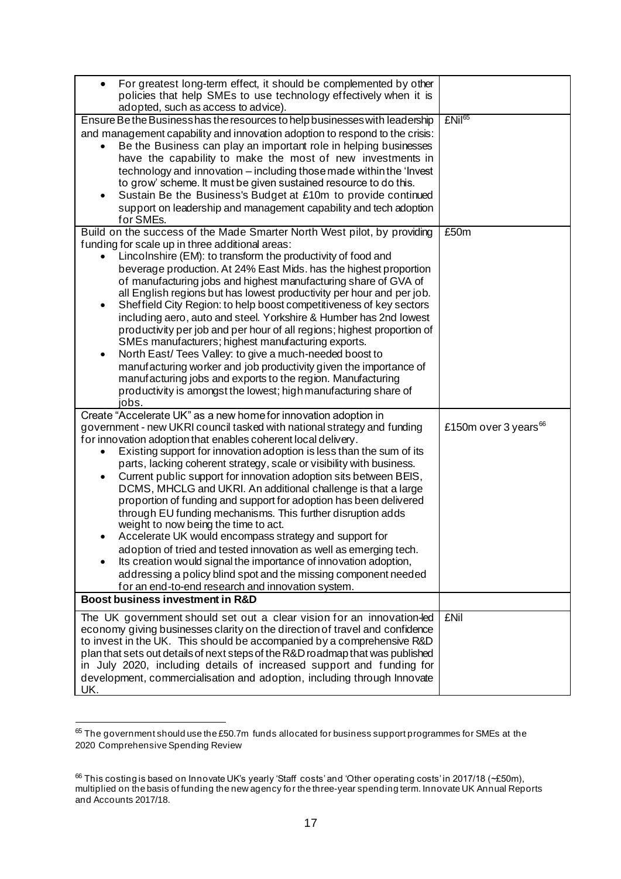| | |
|---|---|
| • For greatest long-term effect, it should be complemented by other policies that help SMEs to use technology effectively when it is adopted, such as access to advice). | |
| Ensure Be the Business has the resources to help businesses with leadership and management capability and innovation adoption to respond to the crisis:<br>• Be the Business can play an important role in helping businesses have the capability to make the most of new investments in technology and innovation – including those made within the 'Invest to grow' scheme. It must be given sustained resource to do this.<br>• Sustain Be the Business's Budget at £10m to provide continued support on leadership and management capability and tech adoption for SMEs. | £Nil[65] |
| Build on the success of the Made Smarter North West pilot, by providing funding for scale up in three additional areas:<br>• Lincolnshire (EM): to transform the productivity of food and beverage production. At 24% East Mids. has the highest proportion of manufacturing jobs and highest manufacturing share of GVA of all English regions but has lowest productivity per hour and per job.<br>• Sheffield City Region: to help boost competitiveness of key sectors including aero, auto and steel. Yorkshire & Humber has 2nd lowest productivity per job and per hour of all regions; highest proportion of SMEs manufacturers; highest manufacturing exports.<br>• North East/ Tees Valley: to give a much-needed boost to manufacturing worker and job productivity given the importance of manufacturing jobs and exports to the region. Manufacturing productivity is amongst the lowest; high manufacturing share of jobs. | £50m |
| Create "Accelerate UK" as a new home for innovation adoption in government - new UKRI council tasked with national strategy and funding for innovation adoption that enables coherent local delivery.<br>• Existing support for innovation adoption is less than the sum of its parts, lacking coherent strategy, scale or visibility with business.<br>• Current public support for innovation adoption sits between BEIS, DCMS, MHCLG and UKRI. An additional challenge is that a large proportion of funding and support for adoption has been delivered through EU funding mechanisms. This further disruption adds weight to now being the time to act.<br>• Accelerate UK would encompass strategy and support for adoption of tried and tested innovation as well as emerging tech.<br>• Its creation would signal the importance of innovation adoption, addressing a policy blind spot and the missing component needed for an end-to-end research and innovation system. | £150m over 3 years[66] |
| **Boost business investment in R&D** | |
| The UK government should set out a clear vision for an innovation-led economy giving businesses clarity on the direction of travel and confidence to invest in the UK. This should be accompanied by a comprehensive R&D plan that sets out details of next steps of the R&D roadmap that was published in July 2020, including details of increased support and funding for development, commercialisation and adoption, including through Innovate UK. | £Nil |

[65] The government should use the £50.7m funds allocated for business support programmes for SMEs at the 2020 Comprehensive Spending Review

[66] This costing is based on Innovate UK's yearly 'Staff costs' and 'Other operating costs' in 2017/18 (~£50m), multiplied on the basis of funding the new agency for the three-year spending term. Innovate UK Annual Reports and Accounts 2017/18.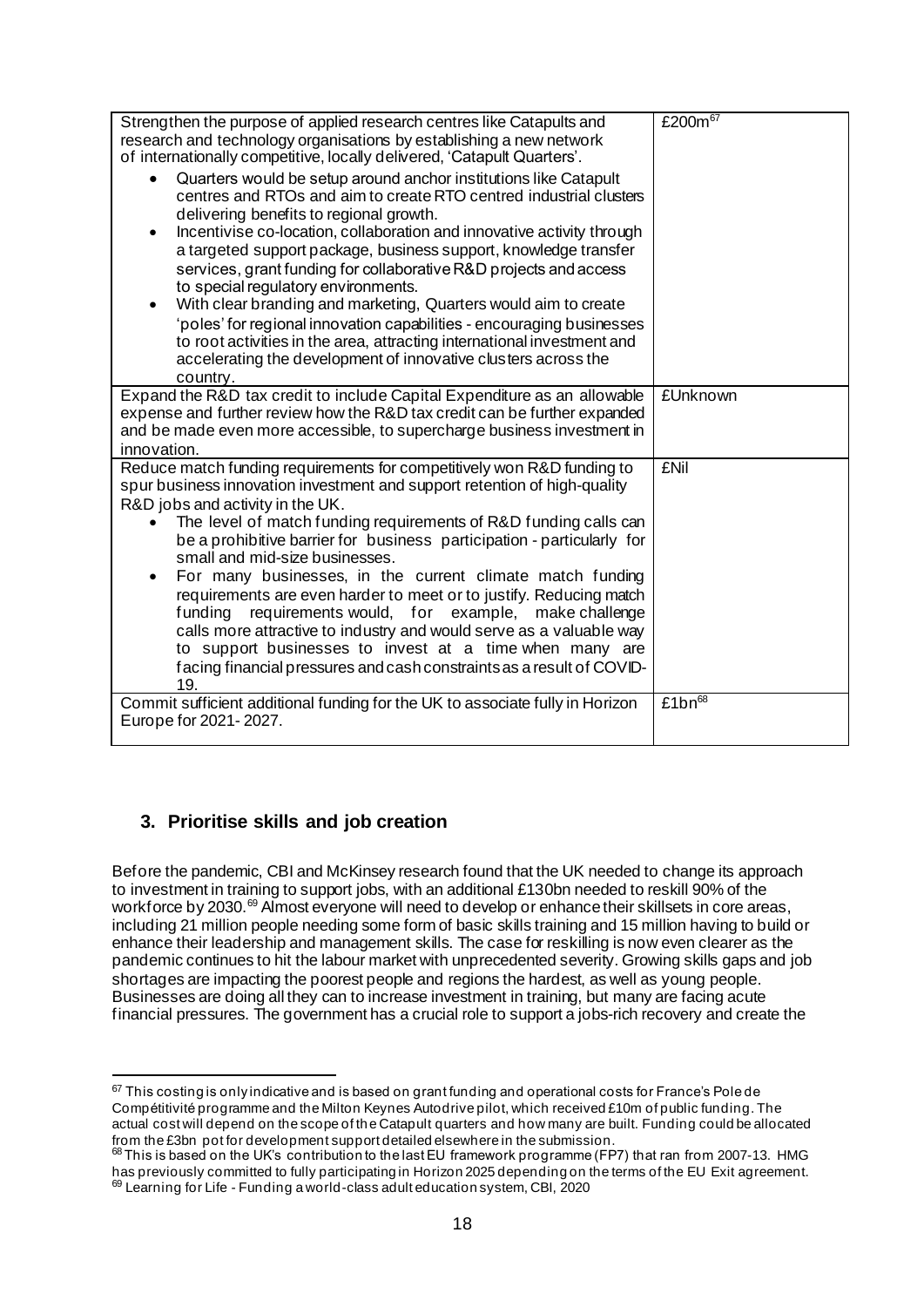| | |
|---|---|
| Strengthen the purpose of applied research centres like Catapults and research and technology organisations by establishing a new network of internationally competitive, locally delivered, 'Catapult Quarters'.<br>• Quarters would be setup around anchor institutions like Catapult centres and RTOs and aim to create RTO centred industrial clusters delivering benefits to regional growth.<br>• Incentivise co-location, collaboration and innovative activity through a targeted support package, business support, knowledge transfer services, grant funding for collaborative R&D projects and access to special regulatory environments.<br>• With clear branding and marketing, Quarters would aim to create 'poles' for regional innovation capabilities - encouraging businesses to root activities in the area, attracting international investment and accelerating the development of innovative clusters across the country. | £200m[67] |
| Expand the R&D tax credit to include Capital Expenditure as an allowable expense and further review how the R&D tax credit can be further expanded and be made even more accessible, to supercharge business investment in innovation. | £Unknown |
| Reduce match funding requirements for competitively won R&D funding to spur business innovation investment and support retention of high-quality R&D jobs and activity in the UK.<br>• The level of match funding requirements of R&D funding calls can be a prohibitive barrier for business participation - particularly for small and mid-size businesses.<br>• For many businesses, in the current climate match funding requirements are even harder to meet or to justify. Reducing match funding requirements would, for example, make challenge calls more attractive to industry and would serve as a valuable way to support businesses to invest at a time when many are facing financial pressures and cash constraints as a result of COVID-19. | £Nil |
| Commit sufficient additional funding for the UK to associate fully in Horizon Europe for 2021- 2027. | £1bn[68] |

## 3. Prioritise skills and job creation

Before the pandemic, CBI and McKinsey research found that the UK needed to change its approach to investment in training to support jobs, with an additional £130bn needed to reskill 90% of the workforce by 2030.[69] Almost everyone will need to develop or enhance their skillsets in core areas, including 21 million people needing some form of basic skills training and 15 million having to build or enhance their leadership and management skills. The case for reskilling is now even clearer as the pandemic continues to hit the labour market with unprecedented severity. Growing skills gaps and job shortages are impacting the poorest people and regions the hardest, as well as young people. Businesses are doing all they can to increase investment in training, but many are facing acute financial pressures. The government has a crucial role to support a jobs-rich recovery and create the

---

[67] This costing is only indicative and is based on grant funding and operational costs for France's Pole de Compétitivité programme and the Milton Keynes Autodrive pilot, which received £10m of public funding. The actual cost will depend on the scope of the Catapult quarters and how many are built. Funding could be allocated from the £3bn pot for development support detailed elsewhere in the submission.

[68] This is based on the UK's contribution to the last EU framework programme (FP7) that ran from 2007-13. HMG has previously committed to fully participating in Horizon 2025 depending on the terms of the EU Exit agreement.

[69] Learning for Life - Funding a world-class adult education system, CBI, 2020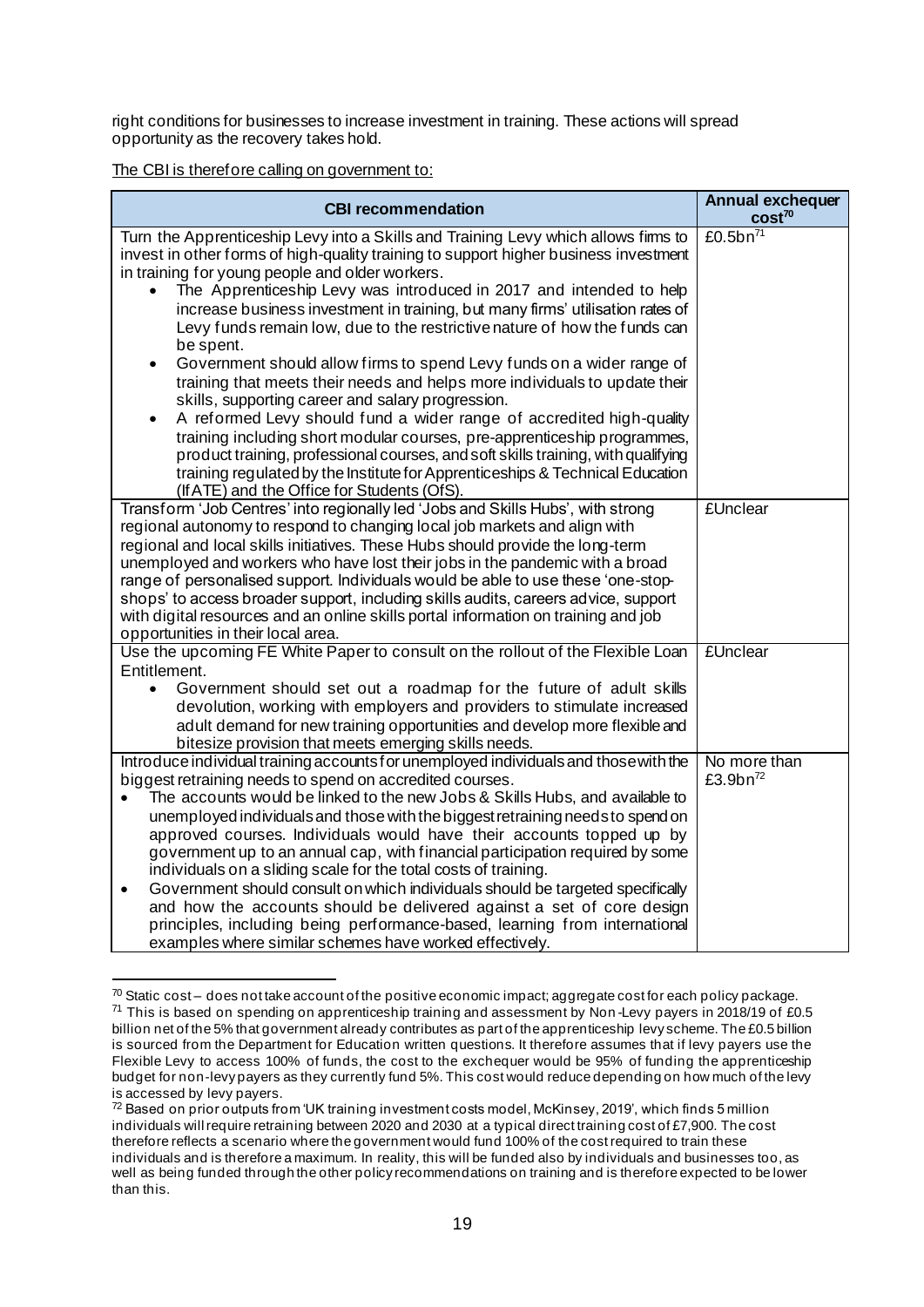right conditions for businesses to increase investment in training. These actions will spread opportunity as the recovery takes hold.

The CBI is therefore calling on government to:

| CBI recommendation | Annual exchequer cost[70] |
|---|---|
| Turn the Apprenticeship Levy into a Skills and Training Levy which allows firms to invest in other forms of high-quality training to support higher business investment in training for young people and older workers. <br>• The Apprenticeship Levy was introduced in 2017 and intended to help increase business investment in training, but many firms' utilisation rates of Levy funds remain low, due to the restrictive nature of how the funds can be spent. <br>• Government should allow firms to spend Levy funds on a wider range of training that meets their needs and helps more individuals to update their skills, supporting career and salary progression. <br>• A reformed Levy should fund a wider range of accredited high-quality training including short modular courses, pre-apprenticeship programmes, product training, professional courses, and soft skills training, with qualifying training regulated by the Institute for Apprenticeships & Technical Education (IfATE) and the Office for Students (OfS). | £0.5bn[71] |
| Transform 'Job Centres' into regionally led 'Jobs and Skills Hubs', with strong regional autonomy to respond to changing local job markets and align with regional and local skills initiatives. These Hubs should provide the long-term unemployed and workers who have lost their jobs in the pandemic with a broad range of personalised support. Individuals would be able to use these 'one-stop-shops' to access broader support, including skills audits, careers advice, support with digital resources and an online skills portal information on training and job opportunities in their local area. | £Unclear |
| Use the upcoming FE White Paper to consult on the rollout of the Flexible Loan Entitlement. <br>• Government should set out a roadmap for the future of adult skills devolution, working with employers and providers to stimulate increased adult demand for new training opportunities and develop more flexible and bitesize provision that meets emerging skills needs. | £Unclear |
| Introduce individual training accounts for unemployed individuals and those with the biggest retraining needs to spend on accredited courses. <br>• The accounts would be linked to the new Jobs & Skills Hubs, and available to unemployed individuals and those with the biggest retraining needs to spend on approved courses. Individuals would have their accounts topped up by government up to an annual cap, with financial participation required by some individuals on a sliding scale for the total costs of training. <br>• Government should consult on which individuals should be targeted specifically and how the accounts should be delivered against a set of core design principles, including being performance-based, learning from international examples where similar schemes have worked effectively. | No more than £3.9bn[72] |

[70] Static cost – does not take account of the positive economic impact; aggregate cost for each policy package.

[71] This is based on spending on apprenticeship training and assessment by Non-Levy payers in 2018/19 of £0.5 billion net of the 5% that government already contributes as part of the apprenticeship levy scheme. The £0.5 billion is sourced from the Department for Education written questions. It therefore assumes that if levy payers use the Flexible Levy to access 100% of funds, the cost to the exchequer would be 95% of funding the apprenticeship budget for non-levy payers as they currently fund 5%. This cost would reduce depending on how much of the levy is accessed by levy payers.

[72] Based on prior outputs from 'UK training investment costs model, McKinsey, 2019', which finds 5 million individuals will require retraining between 2020 and 2030 at a typical direct training cost of £7,900. The cost therefore reflects a scenario where the government would fund 100% of the cost required to train these individuals and is therefore a maximum. In reality, this will be funded also by individuals and businesses too, as well as being funded through the other policy recommendations on training and is therefore expected to be lower than this.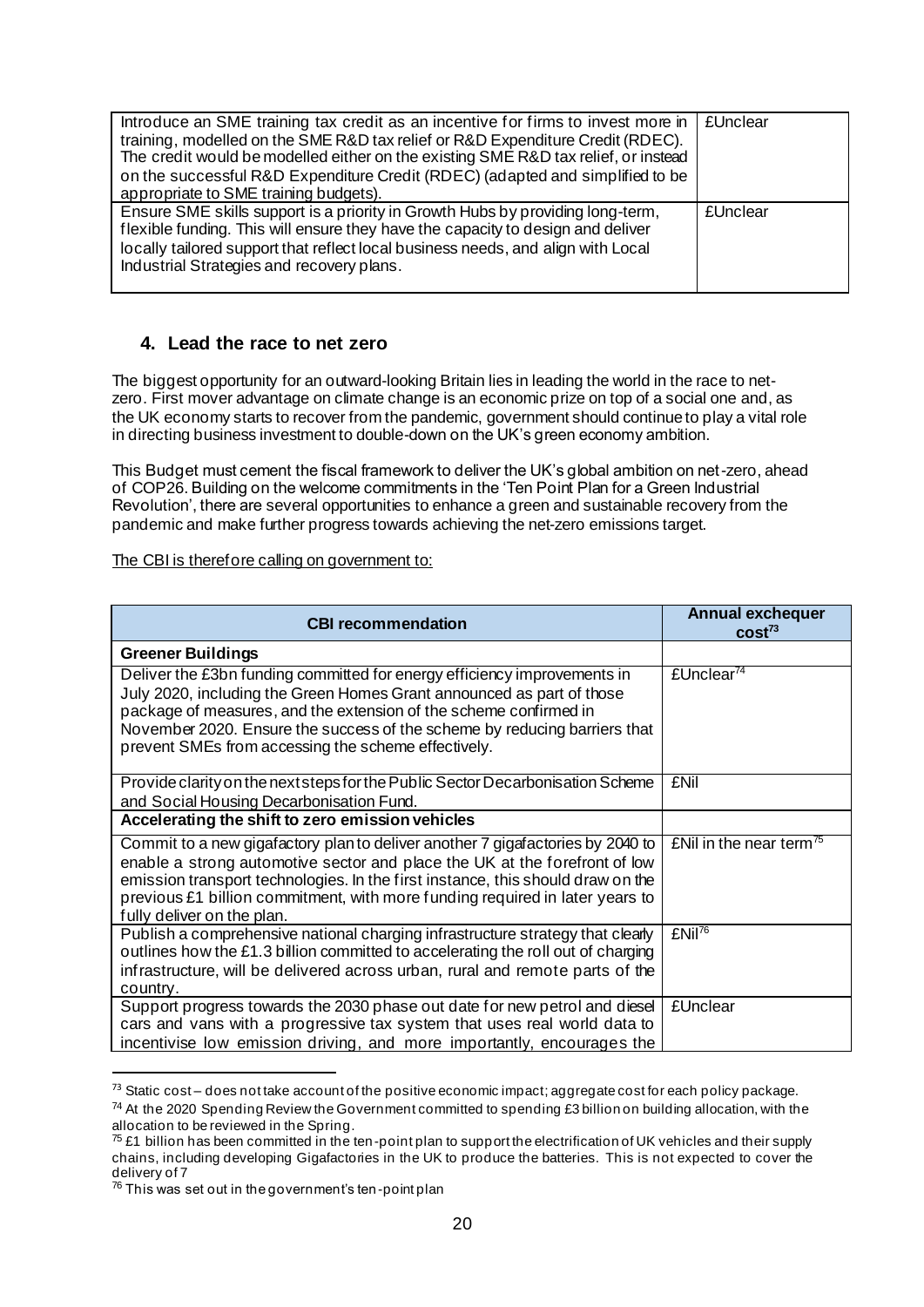| | |
|---|---|
| Introduce an SME training tax credit as an incentive for firms to invest more in training, modelled on the SME R&D tax relief or R&D Expenditure Credit (RDEC). The credit would be modelled either on the existing SME R&D tax relief, or instead on the successful R&D Expenditure Credit (RDEC) (adapted and simplified to be appropriate to SME training budgets). | £Unclear |
| Ensure SME skills support is a priority in Growth Hubs by providing long-term, flexible funding. This will ensure they have the capacity to design and deliver locally tailored support that reflect local business needs, and align with Local Industrial Strategies and recovery plans. | £Unclear |

## 4. Lead the race to net zero

The biggest opportunity for an outward-looking Britain lies in leading the world in the race to net-zero. First mover advantage on climate change is an economic prize on top of a social one and, as the UK economy starts to recover from the pandemic, government should continue to play a vital role in directing business investment to double-down on the UK's green economy ambition.

This Budget must cement the fiscal framework to deliver the UK's global ambition on net-zero, ahead of COP26. Building on the welcome commitments in the 'Ten Point Plan for a Green Industrial Revolution', there are several opportunities to enhance a green and sustainable recovery from the pandemic and make further progress towards achieving the net-zero emissions target.

The CBI is therefore calling on government to:

| CBI recommendation | Annual exchequer cost[73] |
|---|---|
| **Greener Buildings** | |
| Deliver the £3bn funding committed for energy efficiency improvements in July 2020, including the Green Homes Grant announced as part of those package of measures, and the extension of the scheme confirmed in November 2020. Ensure the success of the scheme by reducing barriers that prevent SMEs from accessing the scheme effectively. | £Unclear[74] |
| Provide clarity on the next steps for the Public Sector Decarbonisation Scheme and Social Housing Decarbonisation Fund. | £Nil |
| **Accelerating the shift to zero emission vehicles** | |
| Commit to a new gigafactory plan to deliver another 7 gigafactories by 2040 to enable a strong automotive sector and place the UK at the forefront of low emission transport technologies. In the first instance, this should draw on the previous £1 billion commitment, with more funding required in later years to fully deliver on the plan. | £Nil in the near term[75] |
| Publish a comprehensive national charging infrastructure strategy that clearly outlines how the £1.3 billion committed to accelerating the roll out of charging infrastructure, will be delivered across urban, rural and remote parts of the country. | £Nil[76] |
| Support progress towards the 2030 phase out date for new petrol and diesel cars and vans with a progressive tax system that uses real world data to incentivise low emission driving, and more importantly, encourages the | £Unclear |

[73] Static cost – does not take account of the positive economic impact; aggregate cost for each policy package.

[74] At the 2020 Spending Review the Government committed to spending £3 billion on building allocation, with the allocation to be reviewed in the Spring.

[75] £1 billion has been committed in the ten-point plan to support the electrification of UK vehicles and their supply chains, including developing Gigafactories in the UK to produce the batteries. This is not expected to cover the delivery of 7

[76] This was set out in the government's ten-point plan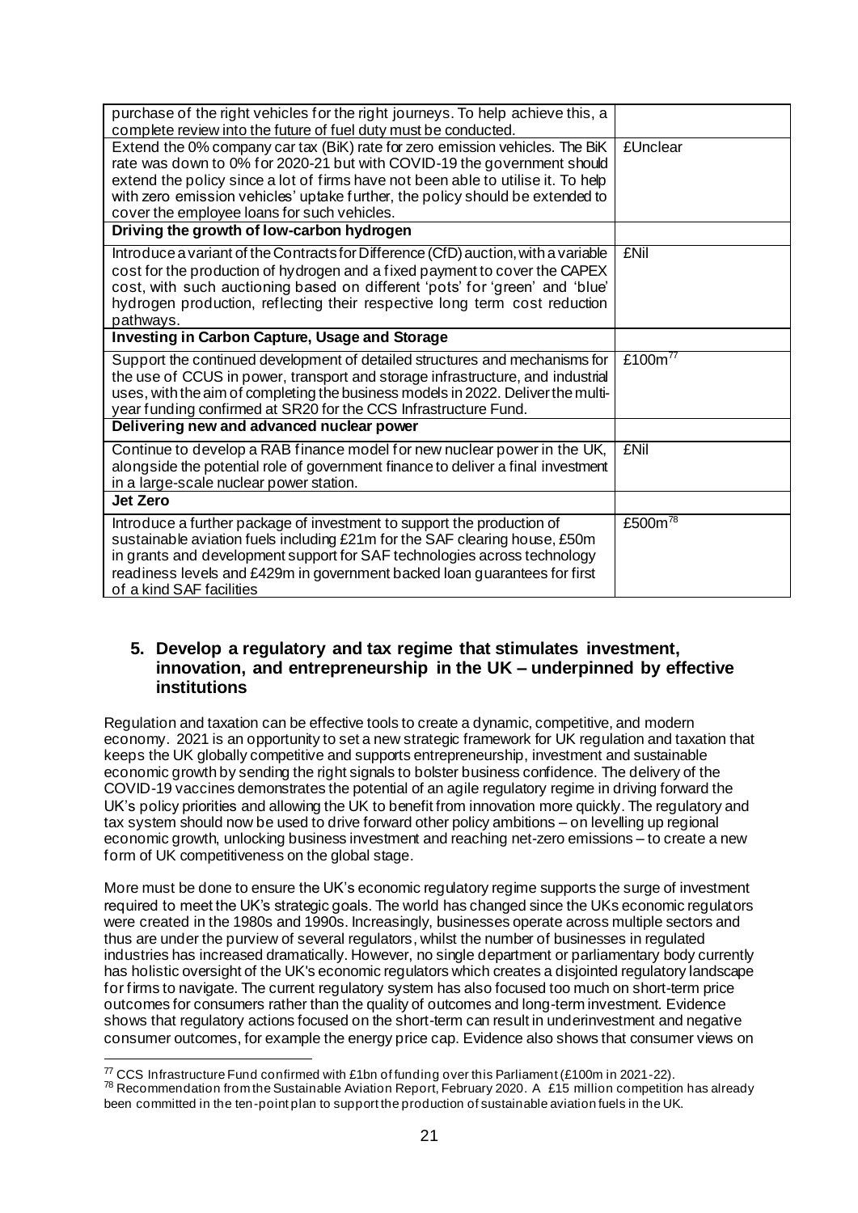| | |
|---|---|
| purchase of the right vehicles for the right journeys. To help achieve this, a complete review into the future of fuel duty must be conducted. | |
| Extend the 0% company car tax (BiK) rate for zero emission vehicles. The BiK rate was down to 0% for 2020-21 but with COVID-19 the government should extend the policy since a lot of firms have not been able to utilise it. To help with zero emission vehicles' uptake further, the policy should be extended to cover the employee loans for such vehicles. | £Unclear |
| **Driving the growth of low-carbon hydrogen** | |
| Introduce a variant of the Contracts for Difference (CfD) auction, with a variable cost for the production of hydrogen and a fixed payment to cover the CAPEX cost, with such auctioning based on different 'pots' for 'green' and 'blue' hydrogen production, reflecting their respective long term cost reduction pathways. | £Nil |
| **Investing in Carbon Capture, Usage and Storage** | |
| Support the continued development of detailed structures and mechanisms for the use of CCUS in power, transport and storage infrastructure, and industrial uses, with the aim of completing the business models in 2022. Deliver the multi-year funding confirmed at SR20 for the CCS Infrastructure Fund. | £100m[77] |
| **Delivering new and advanced nuclear power** | |
| Continue to develop a RAB finance model for new nuclear power in the UK, alongside the potential role of government finance to deliver a final investment in a large-scale nuclear power station. | £Nil |
| **Jet Zero** | |
| Introduce a further package of investment to support the production of sustainable aviation fuels including £21m for the SAF clearing house, £50m in grants and development support for SAF technologies across technology readiness levels and £429m in government backed loan guarantees for first of a kind SAF facilities | £500m[78] |

## 5. Develop a regulatory and tax regime that stimulates investment, innovation, and entrepreneurship in the UK – underpinned by effective institutions

Regulation and taxation can be effective tools to create a dynamic, competitive, and modern economy. 2021 is an opportunity to set a new strategic framework for UK regulation and taxation that keeps the UK globally competitive and supports entrepreneurship, investment and sustainable economic growth by sending the right signals to bolster business confidence. The delivery of the COVID-19 vaccines demonstrates the potential of an agile regulatory regime in driving forward the UK's policy priorities and allowing the UK to benefit from innovation more quickly. The regulatory and tax system should now be used to drive forward other policy ambitions – on levelling up regional economic growth, unlocking business investment and reaching net-zero emissions – to create a new form of UK competitiveness on the global stage.

More must be done to ensure the UK's economic regulatory regime supports the surge of investment required to meet the UK's strategic goals. The world has changed since the UKs economic regulators were created in the 1980s and 1990s. Increasingly, businesses operate across multiple sectors and thus are under the purview of several regulators, whilst the number of businesses in regulated industries has increased dramatically. However, no single department or parliamentary body currently has holistic oversight of the UK's economic regulators which creates a disjointed regulatory landscape for firms to navigate. The current regulatory system has also focused too much on short-term price outcomes for consumers rather than the quality of outcomes and long-term investment. Evidence shows that regulatory actions focused on the short-term can result in underinvestment and negative consumer outcomes, for example the energy price cap. Evidence also shows that consumer views on

[77] CCS Infrastructure Fund confirmed with £1bn of funding over this Parliament (£100m in 2021-22).

[78] Recommendation from the Sustainable Aviation Report, February 2020. A £15 million competition has already been committed in the ten-point plan to support the production of sustainable aviation fuels in the UK.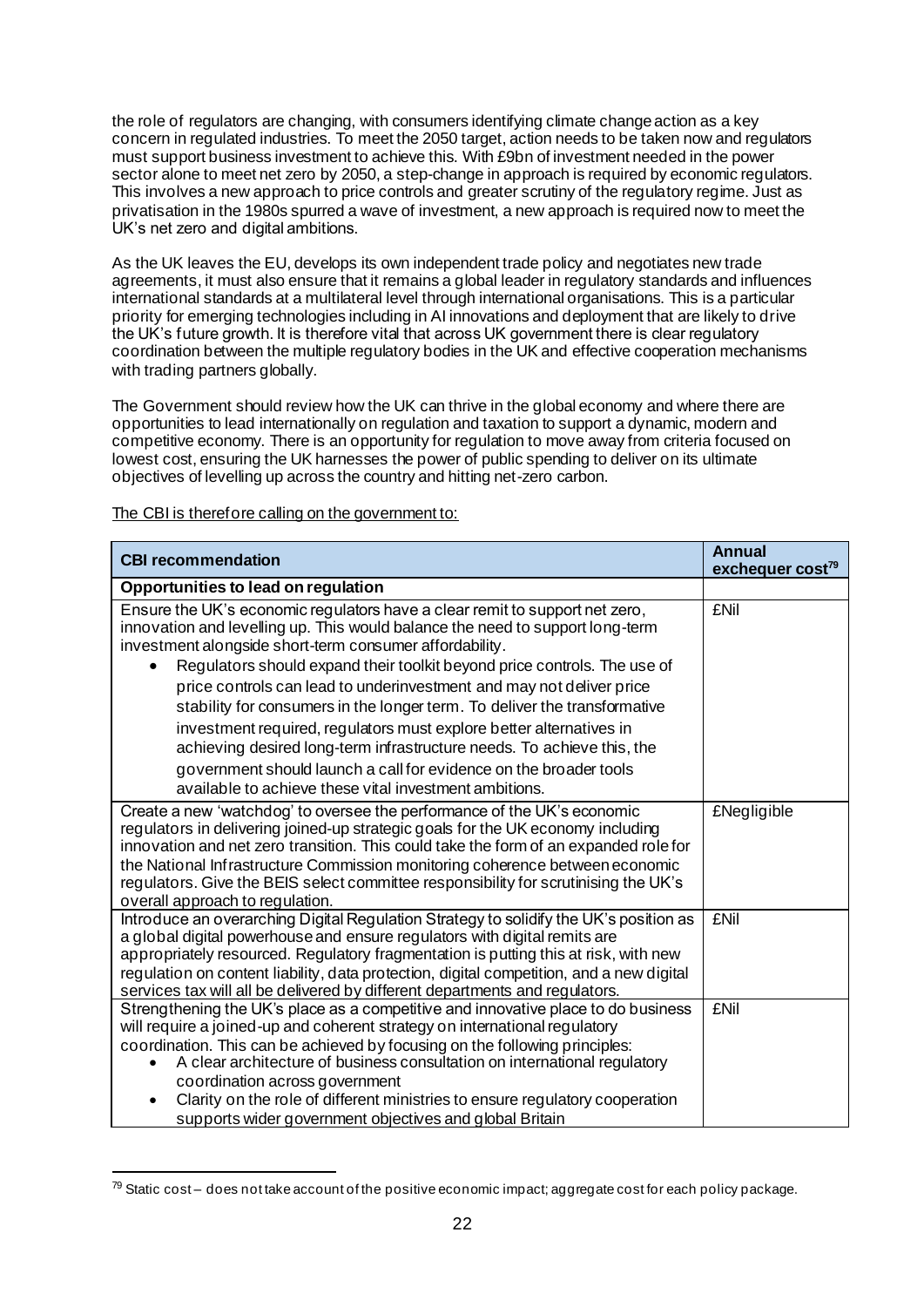the role of regulators are changing, with consumers identifying climate change action as a key concern in regulated industries. To meet the 2050 target, action needs to be taken now and regulators must support business investment to achieve this. With £9bn of investment needed in the power sector alone to meet net zero by 2050, a step-change in approach is required by economic regulators. This involves a new approach to price controls and greater scrutiny of the regulatory regime. Just as privatisation in the 1980s spurred a wave of investment, a new approach is required now to meet the UK's net zero and digital ambitions.

As the UK leaves the EU, develops its own independent trade policy and negotiates new trade agreements, it must also ensure that it remains a global leader in regulatory standards and influences international standards at a multilateral level through international organisations. This is a particular priority for emerging technologies including in AI innovations and deployment that are likely to drive the UK's future growth. It is therefore vital that across UK government there is clear regulatory coordination between the multiple regulatory bodies in the UK and effective cooperation mechanisms with trading partners globally.

The Government should review how the UK can thrive in the global economy and where there are opportunities to lead internationally on regulation and taxation to support a dynamic, modern and competitive economy. There is an opportunity for regulation to move away from criteria focused on lowest cost, ensuring the UK harnesses the power of public spending to deliver on its ultimate objectives of levelling up across the country and hitting net-zero carbon.

<u>The CBI is therefore calling on the government to:</u>

| CBI recommendation | Annual exchequer cost[79] |
|---|---|
| **Opportunities to lead on regulation** | |
| Ensure the UK's economic regulators have a clear remit to support net zero, innovation and levelling up. This would balance the need to support long-term investment alongside short-term consumer affordability. <br>• Regulators should expand their toolkit beyond price controls. The use of price controls can lead to underinvestment and may not deliver price stability for consumers in the longer term. To deliver the transformative investment required, regulators must explore better alternatives in achieving desired long-term infrastructure needs. To achieve this, the government should launch a call for evidence on the broader tools available to achieve these vital investment ambitions. | £Nil |
| Create a new 'watchdog' to oversee the performance of the UK's economic regulators in delivering joined-up strategic goals for the UK economy including innovation and net zero transition. This could take the form of an expanded role for the National Infrastructure Commission monitoring coherence between economic regulators. Give the BEIS select committee responsibility for scrutinising the UK's overall approach to regulation. | £Negligible |
| Introduce an overarching Digital Regulation Strategy to solidify the UK's position as a global digital powerhouse and ensure regulators with digital remits are appropriately resourced. Regulatory fragmentation is putting this at risk, with new regulation on content liability, data protection, digital competition, and a new digital services tax will all be delivered by different departments and regulators. | £Nil |
| Strengthening the UK's place as a competitive and innovative place to do business will require a joined-up and coherent strategy on international regulatory coordination. This can be achieved by focusing on the following principles: <br>• A clear architecture of business consultation on international regulatory coordination across government <br>• Clarity on the role of different ministries to ensure regulatory cooperation supports wider government objectives and global Britain | £Nil |

[79] Static cost – does not take account of the positive economic impact; aggregate cost for each policy package.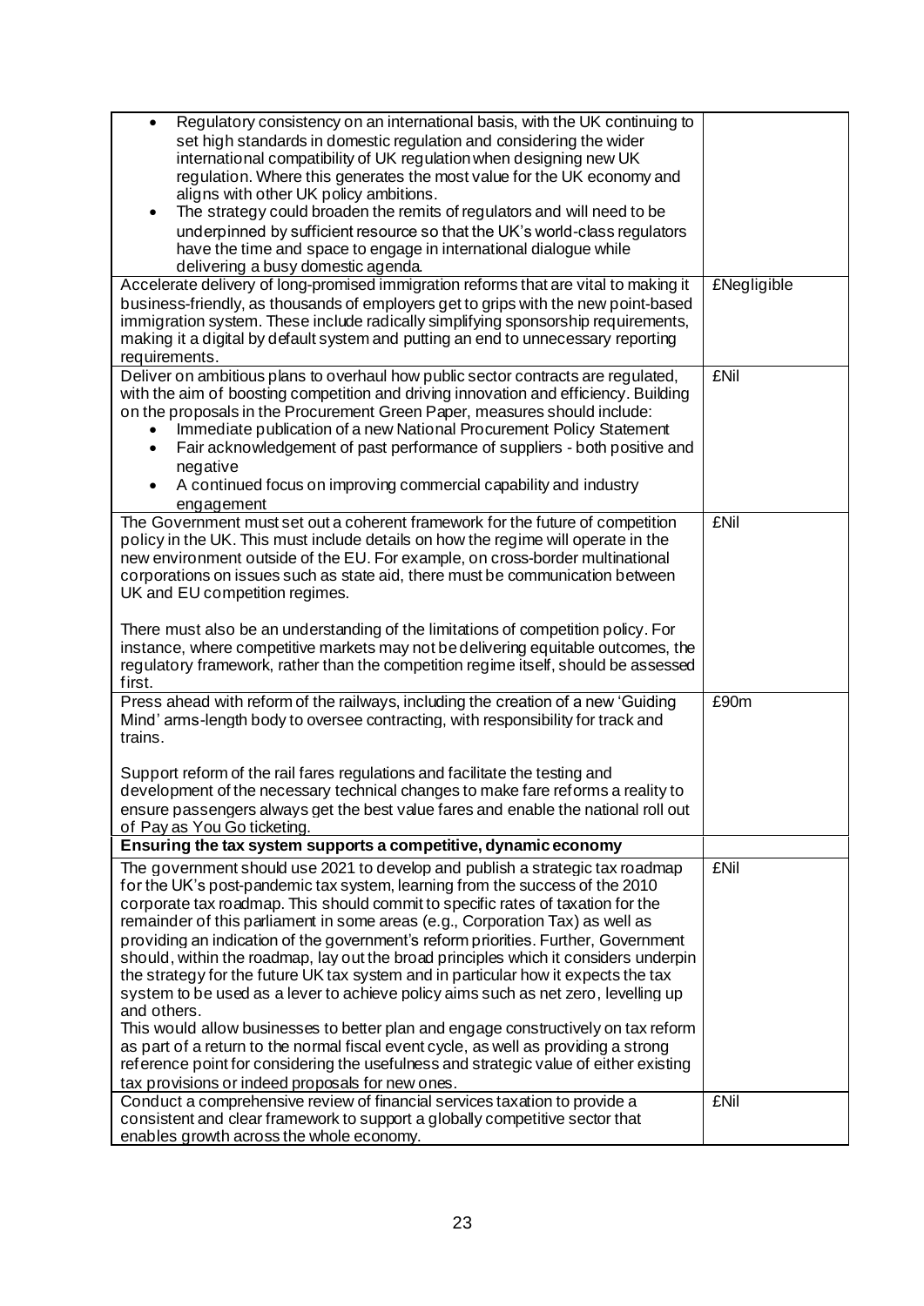| | |
|---|---|
| • Regulatory consistency on an international basis, with the UK continuing to set high standards in domestic regulation and considering the wider international compatibility of UK regulation when designing new UK regulation. Where this generates the most value for the UK economy and aligns with other UK policy ambitions.<br>• The strategy could broaden the remits of regulators and will need to be underpinned by sufficient resource so that the UK's world-class regulators have the time and space to engage in international dialogue while delivering a busy domestic agenda. | |
| Accelerate delivery of long-promised immigration reforms that are vital to making it business-friendly, as thousands of employers get to grips with the new point-based immigration system. These include radically simplifying sponsorship requirements, making it a digital by default system and putting an end to unnecessary reporting requirements. | £Negligible |
| Deliver on ambitious plans to overhaul how public sector contracts are regulated, with the aim of boosting competition and driving innovation and efficiency. Building on the proposals in the Procurement Green Paper, measures should include:<br>• Immediate publication of a new National Procurement Policy Statement<br>• Fair acknowledgement of past performance of suppliers - both positive and negative<br>• A continued focus on improving commercial capability and industry engagement | £Nil |
| The Government must set out a coherent framework for the future of competition policy in the UK. This must include details on how the regime will operate in the new environment outside of the EU. For example, on cross-border multinational corporations on issues such as state aid, there must be communication between UK and EU competition regimes.<br><br>There must also be an understanding of the limitations of competition policy. For instance, where competitive markets may not be delivering equitable outcomes, the regulatory framework, rather than the competition regime itself, should be assessed first. | £Nil |
| Press ahead with reform of the railways, including the creation of a new 'Guiding Mind' arms-length body to oversee contracting, with responsibility for track and trains.<br><br>Support reform of the rail fares regulations and facilitate the testing and development of the necessary technical changes to make fare reforms a reality to ensure passengers always get the best value fares and enable the national roll out of Pay as You Go ticketing. | £90m |
| **Ensuring the tax system supports a competitive, dynamic economy** | |
| The government should use 2021 to develop and publish a strategic tax roadmap for the UK's post-pandemic tax system, learning from the success of the 2010 corporate tax roadmap. This should commit to specific rates of taxation for the remainder of this parliament in some areas (e.g., Corporation Tax) as well as providing an indication of the government's reform priorities. Further, Government should, within the roadmap, lay out the broad principles which it considers underpin the strategy for the future UK tax system and in particular how it expects the tax system to be used as a lever to achieve policy aims such as net zero, levelling up and others.<br>This would allow businesses to better plan and engage constructively on tax reform as part of a return to the normal fiscal event cycle, as well as providing a strong reference point for considering the usefulness and strategic value of either existing tax provisions or indeed proposals for new ones. | £Nil |
| Conduct a comprehensive review of financial services taxation to provide a consistent and clear framework to support a globally competitive sector that enables growth across the whole economy. | £Nil |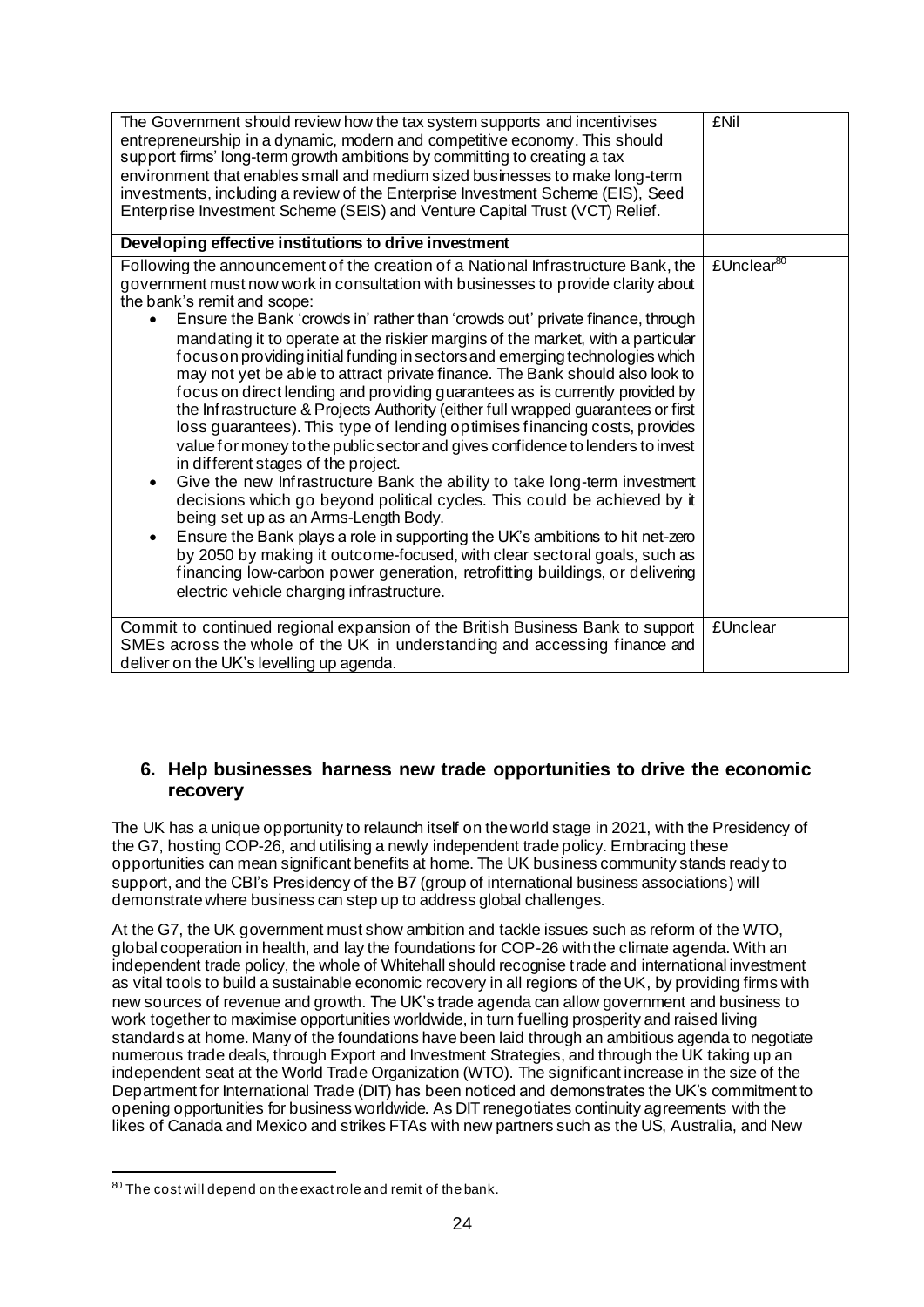| | |
|---|---|
| The Government should review how the tax system supports and incentivises entrepreneurship in a dynamic, modern and competitive economy. This should support firms' long-term growth ambitions by committing to creating a tax environment that enables small and medium sized businesses to make long-term investments, including a review of the Enterprise Investment Scheme (EIS), Seed Enterprise Investment Scheme (SEIS) and Venture Capital Trust (VCT) Relief. | £Nil |
| **Developing effective institutions to drive investment** | |
| Following the announcement of the creation of a National Infrastructure Bank, the government must now work in consultation with businesses to provide clarity about the bank's remit and scope:<br>• Ensure the Bank 'crowds in' rather than 'crowds out' private finance, through mandating it to operate at the riskier margins of the market, with a particular focus on providing initial funding in sectors and emerging technologies which may not yet be able to attract private finance. The Bank should also look to focus on direct lending and providing guarantees as is currently provided by the Infrastructure & Projects Authority (either full wrapped guarantees or first loss guarantees). This type of lending optimises financing costs, provides value for money to the public sector and gives confidence to lenders to invest in different stages of the project.<br>• Give the new Infrastructure Bank the ability to take long-term investment decisions which go beyond political cycles. This could be achieved by it being set up as an Arms-Length Body.<br>• Ensure the Bank plays a role in supporting the UK's ambitions to hit net-zero by 2050 by making it outcome-focused, with clear sectoral goals, such as financing low-carbon power generation, retrofitting buildings, or delivering electric vehicle charging infrastructure. | £Unclear[80] |
| Commit to continued regional expansion of the British Business Bank to support SMEs across the whole of the UK in understanding and accessing finance and deliver on the UK's levelling up agenda. | £Unclear |

## 6. Help businesses harness new trade opportunities to drive the economic recovery

The UK has a unique opportunity to relaunch itself on the world stage in 2021, with the Presidency of the G7, hosting COP-26, and utilising a newly independent trade policy. Embracing these opportunities can mean significant benefits at home. The UK business community stands ready to support, and the CBI's Presidency of the B7 (group of international business associations) will demonstrate where business can step up to address global challenges.

At the G7, the UK government must show ambition and tackle issues such as reform of the WTO, global cooperation in health, and lay the foundations for COP-26 with the climate agenda. With an independent trade policy, the whole of Whitehall should recognise trade and international investment as vital tools to build a sustainable economic recovery in all regions of the UK, by providing firms with new sources of revenue and growth. The UK's trade agenda can allow government and business to work together to maximise opportunities worldwide, in turn fuelling prosperity and raised living standards at home. Many of the foundations have been laid through an ambitious agenda to negotiate numerous trade deals, through Export and Investment Strategies, and through the UK taking up an independent seat at the World Trade Organization (WTO). The significant increase in the size of the Department for International Trade (DIT) has been noticed and demonstrates the UK's commitment to opening opportunities for business worldwide. As DIT renegotiates continuity agreements with the likes of Canada and Mexico and strikes FTAs with new partners such as the US, Australia, and New

[80] The cost will depend on the exact role and remit of the bank.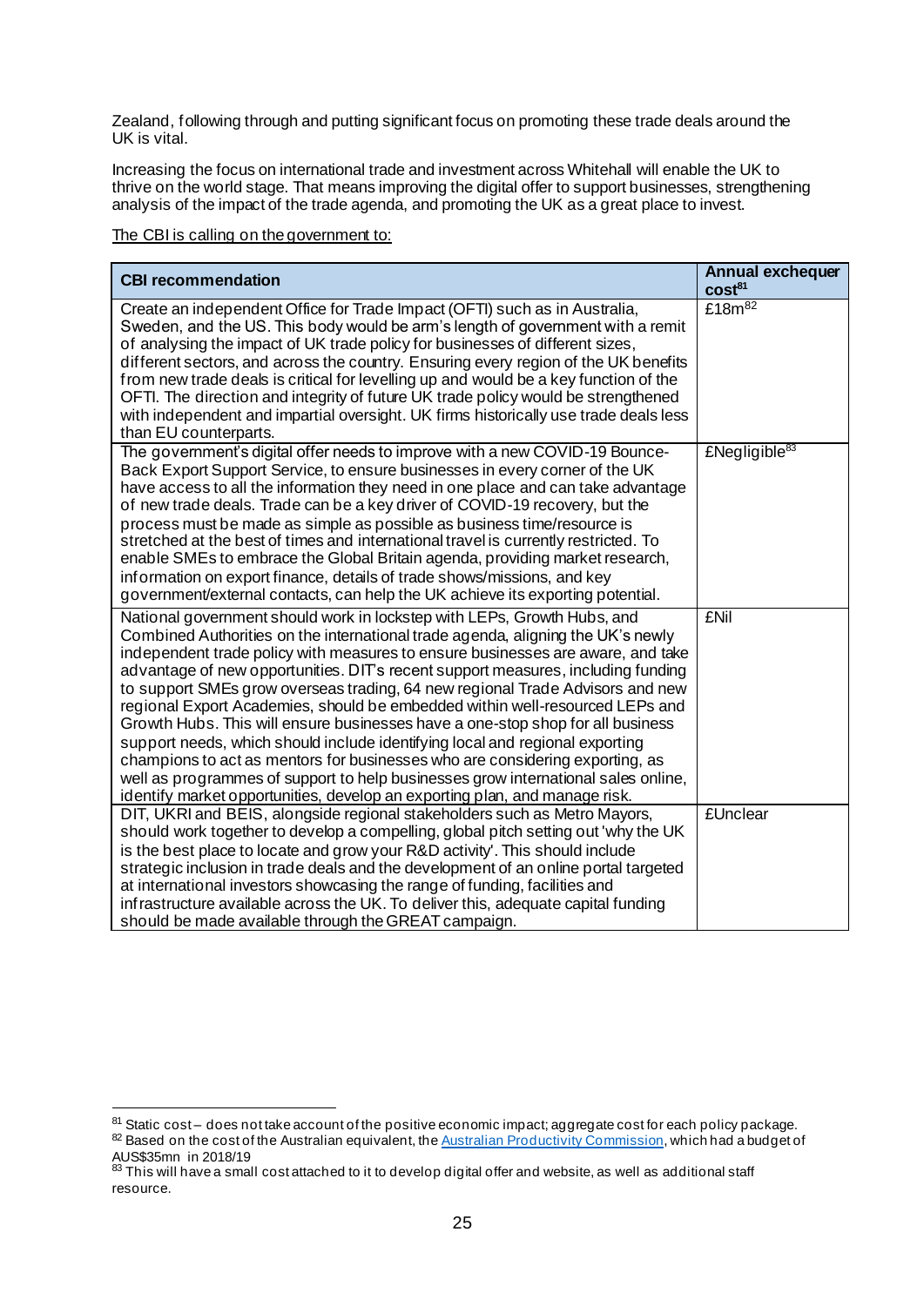Zealand, following through and putting significant focus on promoting these trade deals around the UK is vital.

Increasing the focus on international trade and investment across Whitehall will enable the UK to thrive on the world stage. That means improving the digital offer to support businesses, strengthening analysis of the impact of the trade agenda, and promoting the UK as a great place to invest.

The CBI is calling on the government to:

| CBI recommendation | Annual exchequer cost[81] |
|---|---|
| Create an independent Office for Trade Impact (OFTI) such as in Australia, Sweden, and the US. This body would be arm's length of government with a remit of analysing the impact of UK trade policy for businesses of different sizes, different sectors, and across the country. Ensuring every region of the UK benefits from new trade deals is critical for levelling up and would be a key function of the OFTI. The direction and integrity of future UK trade policy would be strengthened with independent and impartial oversight. UK firms historically use trade deals less than EU counterparts. | £18m[82] |
| The government's digital offer needs to improve with a new COVID-19 Bounce-Back Export Support Service, to ensure businesses in every corner of the UK have access to all the information they need in one place and can take advantage of new trade deals. Trade can be a key driver of COVID-19 recovery, but the process must be made as simple as possible as business time/resource is stretched at the best of times and international travel is currently restricted. To enable SMEs to embrace the Global Britain agenda, providing market research, information on export finance, details of trade shows/missions, and key government/external contacts, can help the UK achieve its exporting potential. | £Negligible[83] |
| National government should work in lockstep with LEPs, Growth Hubs, and Combined Authorities on the international trade agenda, aligning the UK's newly independent trade policy with measures to ensure businesses are aware, and take advantage of new opportunities. DIT's recent support measures, including funding to support SMEs grow overseas trading, 64 new regional Trade Advisors and new regional Export Academies, should be embedded within well-resourced LEPs and Growth Hubs. This will ensure businesses have a one-stop shop for all business support needs, which should include identifying local and regional exporting champions to act as mentors for businesses who are considering exporting, as well as programmes of support to help businesses grow international sales online, identify market opportunities, develop an exporting plan, and manage risk. | £Nil |
| DIT, UKRI and BEIS, alongside regional stakeholders such as Metro Mayors, should work together to develop a compelling, global pitch setting out 'why the UK is the best place to locate and grow your R&D activity'. This should include strategic inclusion in trade deals and the development of an online portal targeted at international investors showcasing the range of funding, facilities and infrastructure available across the UK. To deliver this, adequate capital funding should be made available through the GREAT campaign. | £Unclear |

[81] Static cost – does not take account of the positive economic impact; aggregate cost for each policy package.
[82] Based on the cost of the Australian equivalent, the Australian Productivity Commission, which had a budget of AUS$35mn in 2018/19
[83] This will have a small cost attached to it to develop digital offer and website, as well as additional staff resource.